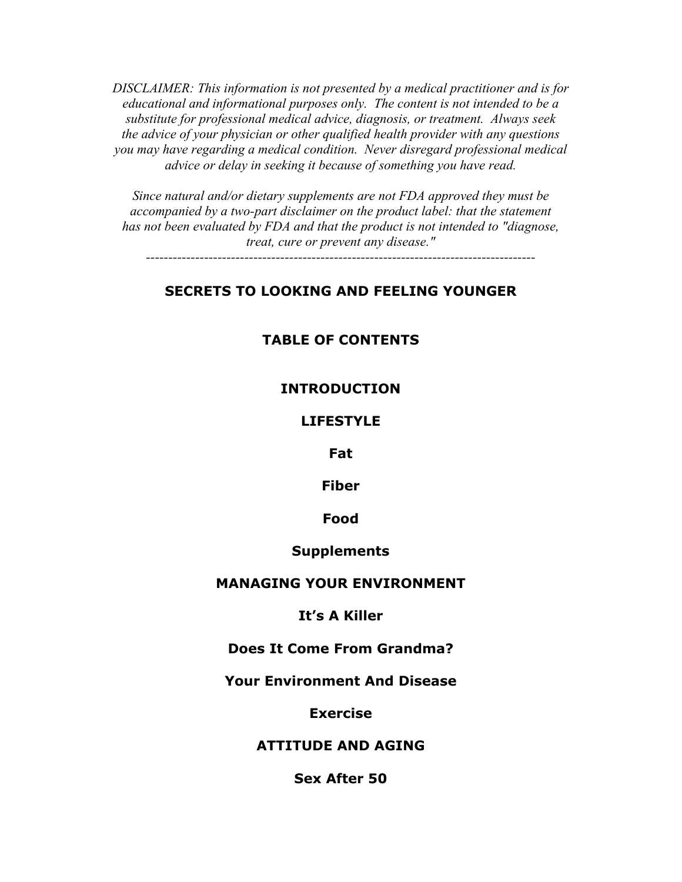*DISCLAIMER: This information is not presented by a medical practitioner and is for educational and informational purposes only. The content is not intended to be a substitute for professional medical advice, diagnosis, or treatment. Always seek the advice of your physician or other qualified health provider with any questions you may have regarding a medical condition. Never disregard professional medical advice or delay in seeking it because of something you have read.*

*Since natural and/or dietary supplements are not FDA approved they must be accompanied by a two-part disclaimer on the product label: that the statement has not been evaluated by FDA and that the product is not intended to "diagnose, treat, cure or prevent any disease."*

---

# SECRETS TO LOOKING AND FEELING YOUNGER

## TABLE OF CONTENTS

**INTRODUCTION**

**LIFESTYLE**

**Fat**

**Fiber**

**Food**

**Supplements**

**MANAGING YOUR ENVIRONMENT**

**It's A Killer**

**Does It Come From Grandma?**

**Your Environment And Disease**

**Exercise**

**ATTITUDE AND AGING**

**Sex After 50**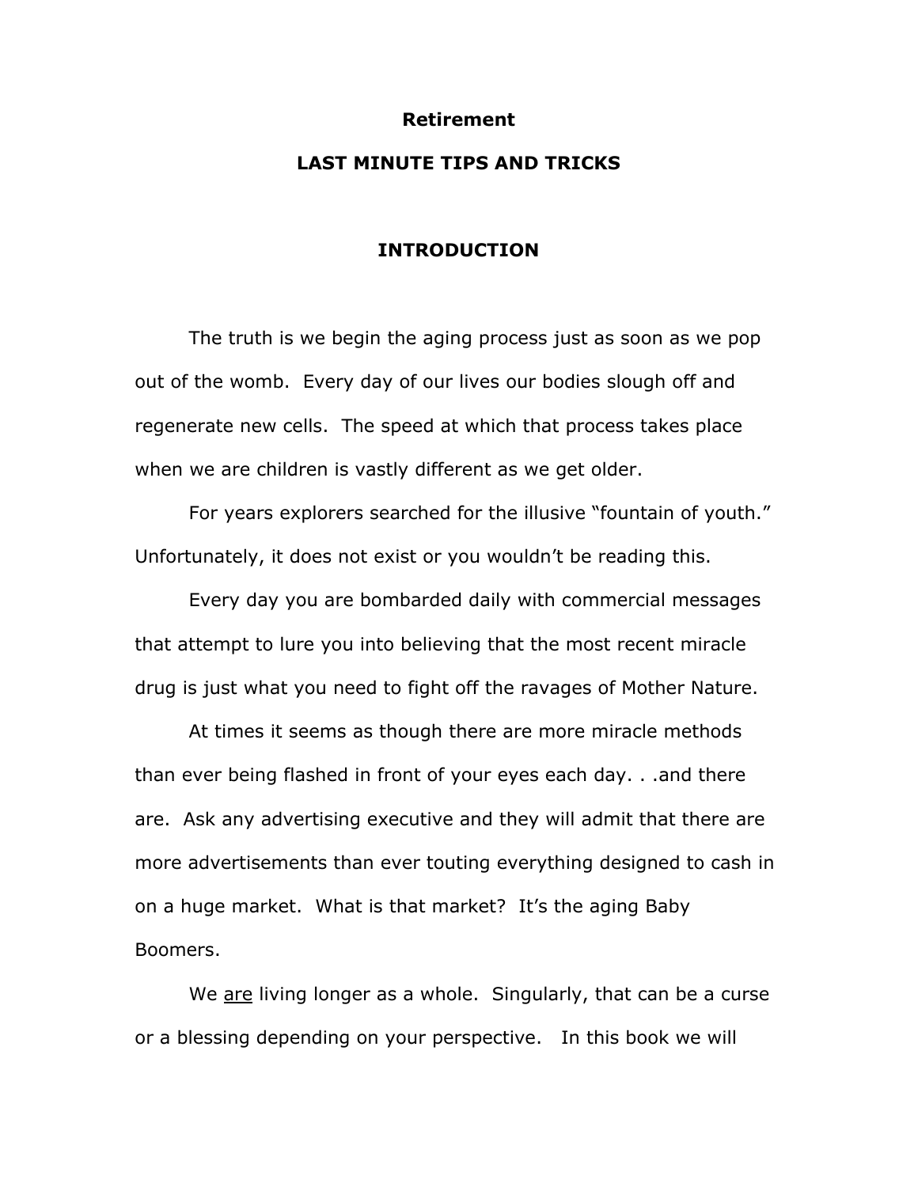**Retirement**

**LAST MINUTE TIPS AND TRICKS**

# INTRODUCTION

The truth is we begin the aging process just as soon as we pop out of the womb. Every day of our lives our bodies slough off and regenerate new cells. The speed at which that process takes place when we are children is vastly different as we get older.

For years explorers searched for the illusive "fountain of youth." Unfortunately, it does not exist or you wouldn't be reading this.

Every day you are bombarded daily with commercial messages that attempt to lure you into believing that the most recent miracle drug is just what you need to fight off the ravages of Mother Nature.

At times it seems as though there are more miracle methods than ever being flashed in front of your eyes each day. . .and there are. Ask any advertising executive and they will admit that there are more advertisements than ever touting everything designed to cash in on a huge market. What is that market? It's the aging Baby Boomers.

We <u>are</u> living longer as a whole. Singularly, that can be a curse or a blessing depending on your perspective. In this book we will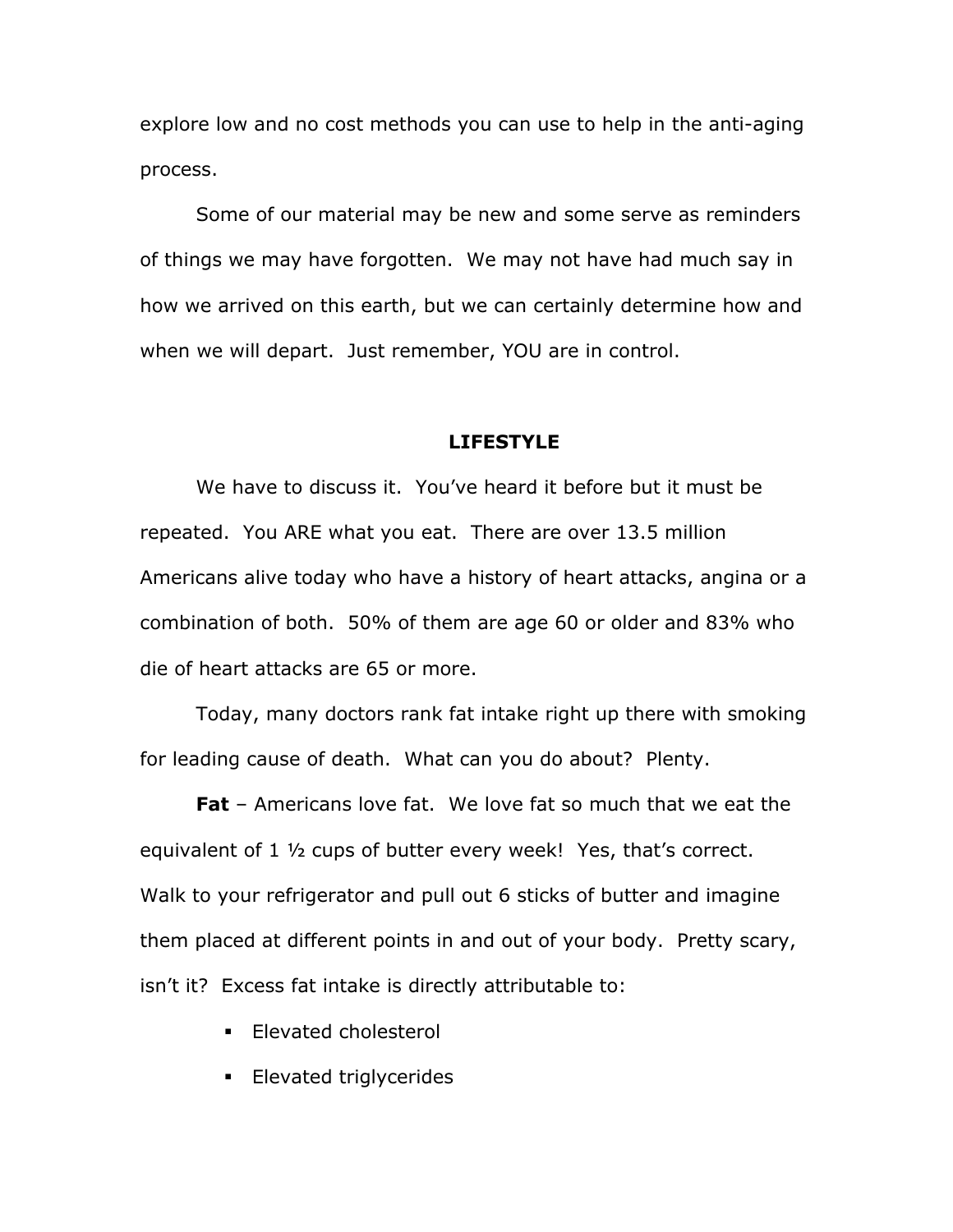explore low and no cost methods you can use to help in the anti-aging process.

Some of our material may be new and some serve as reminders of things we may have forgotten. We may not have had much say in how we arrived on this earth, but we can certainly determine how and when we will depart. Just remember, YOU are in control.

## LIFESTYLE

We have to discuss it. You've heard it before but it must be repeated. You ARE what you eat. There are over 13.5 million Americans alive today who have a history of heart attacks, angina or a combination of both. 50% of them are age 60 or older and 83% who die of heart attacks are 65 or more.

Today, many doctors rank fat intake right up there with smoking for leading cause of death. What can you do about? Plenty.

**Fat** – Americans love fat. We love fat so much that we eat the equivalent of 1 ½ cups of butter every week! Yes, that's correct. Walk to your refrigerator and pull out 6 sticks of butter and imagine them placed at different points in and out of your body. Pretty scary, isn't it? Excess fat intake is directly attributable to:

- Elevated cholesterol
- Elevated triglycerides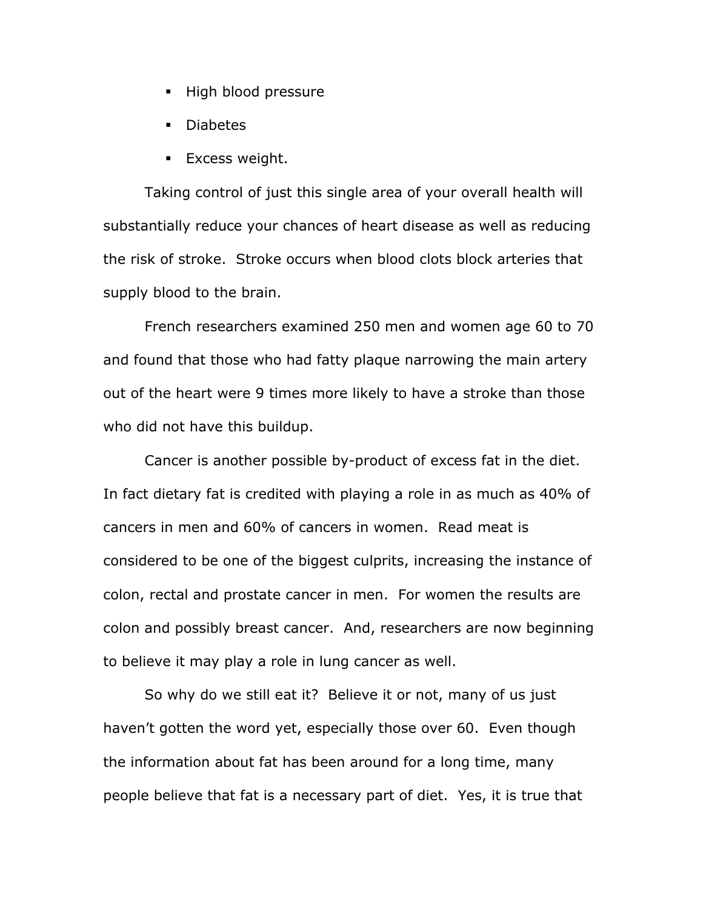- High blood pressure
- Diabetes
- Excess weight.

Taking control of just this single area of your overall health will substantially reduce your chances of heart disease as well as reducing the risk of stroke. Stroke occurs when blood clots block arteries that supply blood to the brain.

French researchers examined 250 men and women age 60 to 70 and found that those who had fatty plaque narrowing the main artery out of the heart were 9 times more likely to have a stroke than those who did not have this buildup.

Cancer is another possible by-product of excess fat in the diet. In fact dietary fat is credited with playing a role in as much as 40% of cancers in men and 60% of cancers in women. Read meat is considered to be one of the biggest culprits, increasing the instance of colon, rectal and prostate cancer in men. For women the results are colon and possibly breast cancer. And, researchers are now beginning to believe it may play a role in lung cancer as well.

So why do we still eat it? Believe it or not, many of us just haven't gotten the word yet, especially those over 60. Even though the information about fat has been around for a long time, many people believe that fat is a necessary part of diet. Yes, it is true that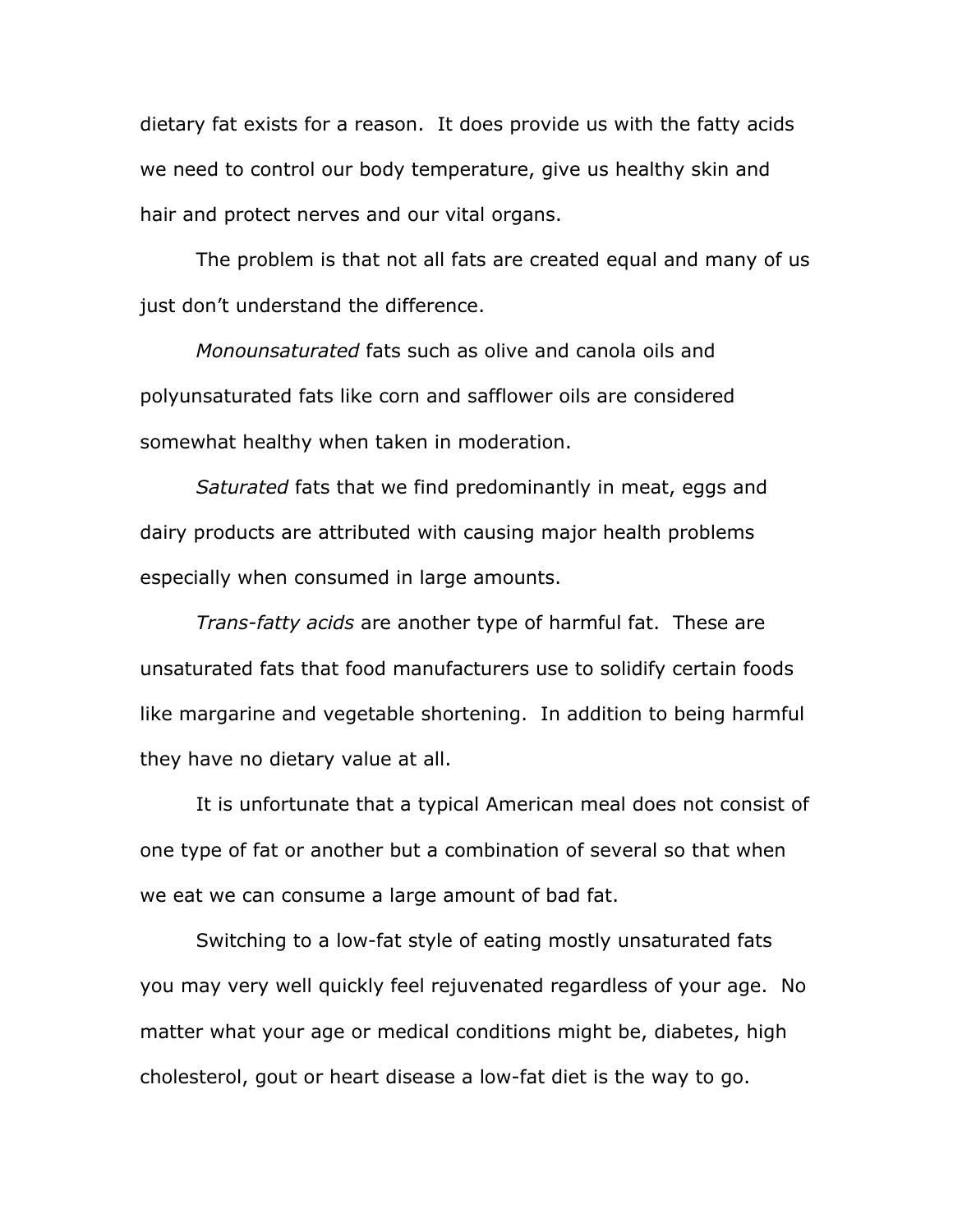dietary fat exists for a reason. It does provide us with the fatty acids we need to control our body temperature, give us healthy skin and hair and protect nerves and our vital organs.

The problem is that not all fats are created equal and many of us just don't understand the difference.

*Monounsaturated* fats such as olive and canola oils and polyunsaturated fats like corn and safflower oils are considered somewhat healthy when taken in moderation.

*Saturated* fats that we find predominantly in meat, eggs and dairy products are attributed with causing major health problems especially when consumed in large amounts.

*Trans-fatty acids* are another type of harmful fat. These are unsaturated fats that food manufacturers use to solidify certain foods like margarine and vegetable shortening. In addition to being harmful they have no dietary value at all.

It is unfortunate that a typical American meal does not consist of one type of fat or another but a combination of several so that when we eat we can consume a large amount of bad fat.

Switching to a low-fat style of eating mostly unsaturated fats you may very well quickly feel rejuvenated regardless of your age. No matter what your age or medical conditions might be, diabetes, high cholesterol, gout or heart disease a low-fat diet is the way to go.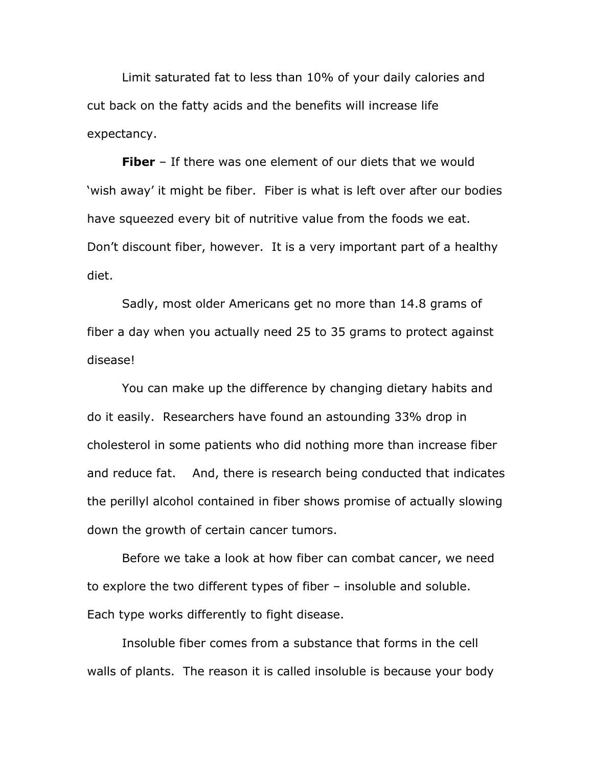Limit saturated fat to less than 10% of your daily calories and cut back on the fatty acids and the benefits will increase life expectancy.

**Fiber** – If there was one element of our diets that we would 'wish away' it might be fiber. Fiber is what is left over after our bodies have squeezed every bit of nutritive value from the foods we eat. Don't discount fiber, however. It is a very important part of a healthy diet.

Sadly, most older Americans get no more than 14.8 grams of fiber a day when you actually need 25 to 35 grams to protect against disease!

You can make up the difference by changing dietary habits and do it easily. Researchers have found an astounding 33% drop in cholesterol in some patients who did nothing more than increase fiber and reduce fat. And, there is research being conducted that indicates the perillyl alcohol contained in fiber shows promise of actually slowing down the growth of certain cancer tumors.

Before we take a look at how fiber can combat cancer, we need to explore the two different types of fiber – insoluble and soluble. Each type works differently to fight disease.

Insoluble fiber comes from a substance that forms in the cell walls of plants. The reason it is called insoluble is because your body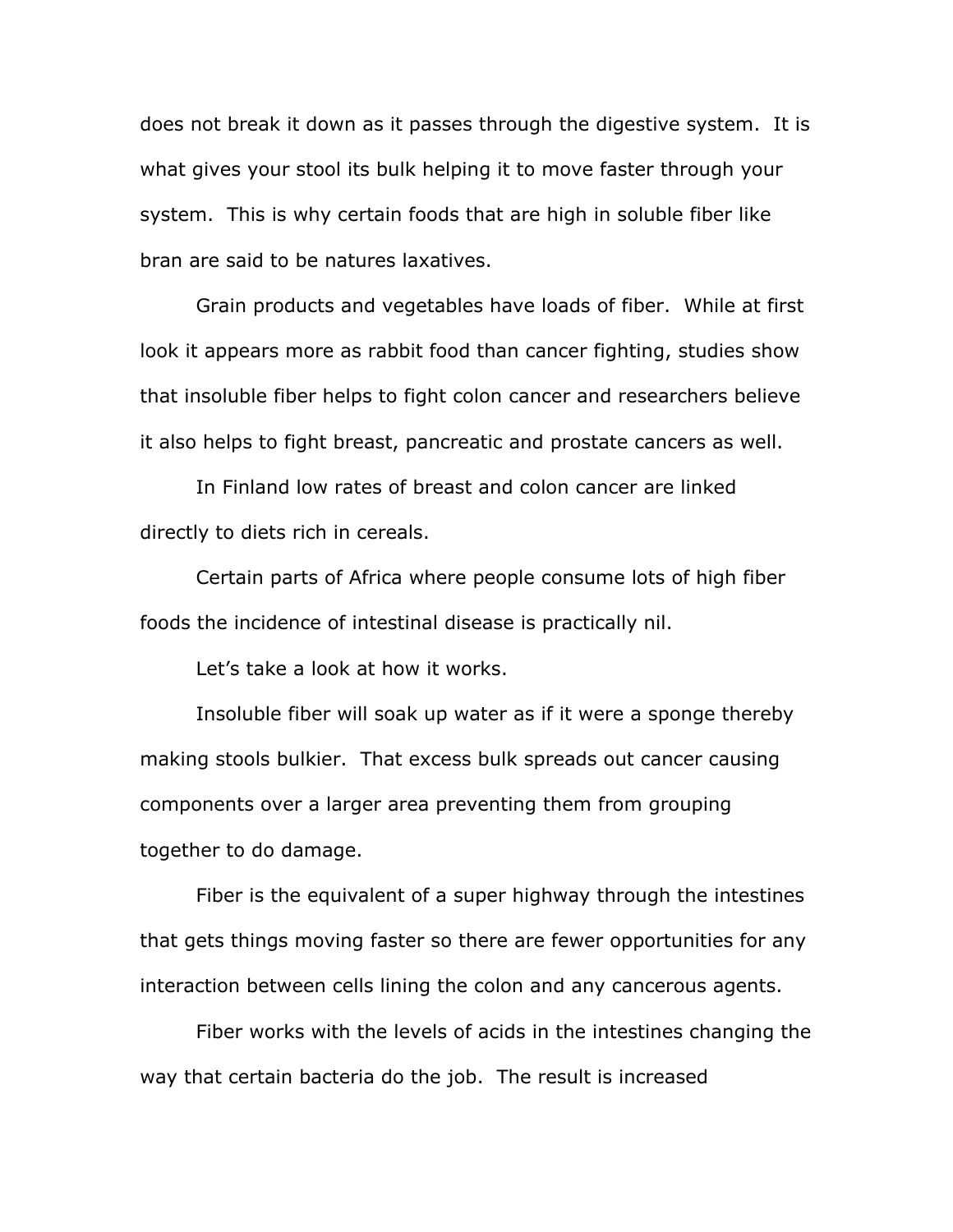does not break it down as it passes through the digestive system. It is what gives your stool its bulk helping it to move faster through your system. This is why certain foods that are high in soluble fiber like bran are said to be natures laxatives.

Grain products and vegetables have loads of fiber. While at first look it appears more as rabbit food than cancer fighting, studies show that insoluble fiber helps to fight colon cancer and researchers believe it also helps to fight breast, pancreatic and prostate cancers as well.

In Finland low rates of breast and colon cancer are linked directly to diets rich in cereals.

Certain parts of Africa where people consume lots of high fiber foods the incidence of intestinal disease is practically nil.

Let's take a look at how it works.

Insoluble fiber will soak up water as if it were a sponge thereby making stools bulkier. That excess bulk spreads out cancer causing components over a larger area preventing them from grouping together to do damage.

Fiber is the equivalent of a super highway through the intestines that gets things moving faster so there are fewer opportunities for any interaction between cells lining the colon and any cancerous agents.

Fiber works with the levels of acids in the intestines changing the way that certain bacteria do the job. The result is increased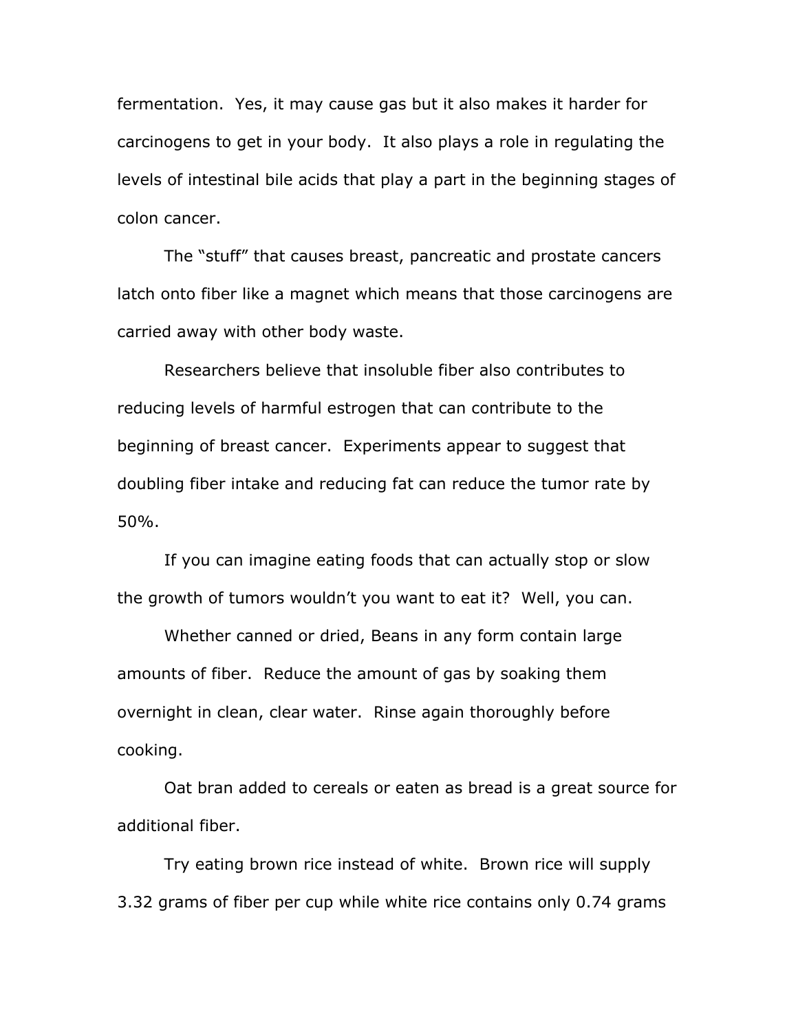fermentation. Yes, it may cause gas but it also makes it harder for carcinogens to get in your body. It also plays a role in regulating the levels of intestinal bile acids that play a part in the beginning stages of colon cancer.

The “stuff” that causes breast, pancreatic and prostate cancers latch onto fiber like a magnet which means that those carcinogens are carried away with other body waste.

Researchers believe that insoluble fiber also contributes to reducing levels of harmful estrogen that can contribute to the beginning of breast cancer. Experiments appear to suggest that doubling fiber intake and reducing fat can reduce the tumor rate by 50%.

If you can imagine eating foods that can actually stop or slow the growth of tumors wouldn’t you want to eat it? Well, you can.

Whether canned or dried, Beans in any form contain large amounts of fiber. Reduce the amount of gas by soaking them overnight in clean, clear water. Rinse again thoroughly before cooking.

Oat bran added to cereals or eaten as bread is a great source for additional fiber.

Try eating brown rice instead of white. Brown rice will supply 3.32 grams of fiber per cup while white rice contains only 0.74 grams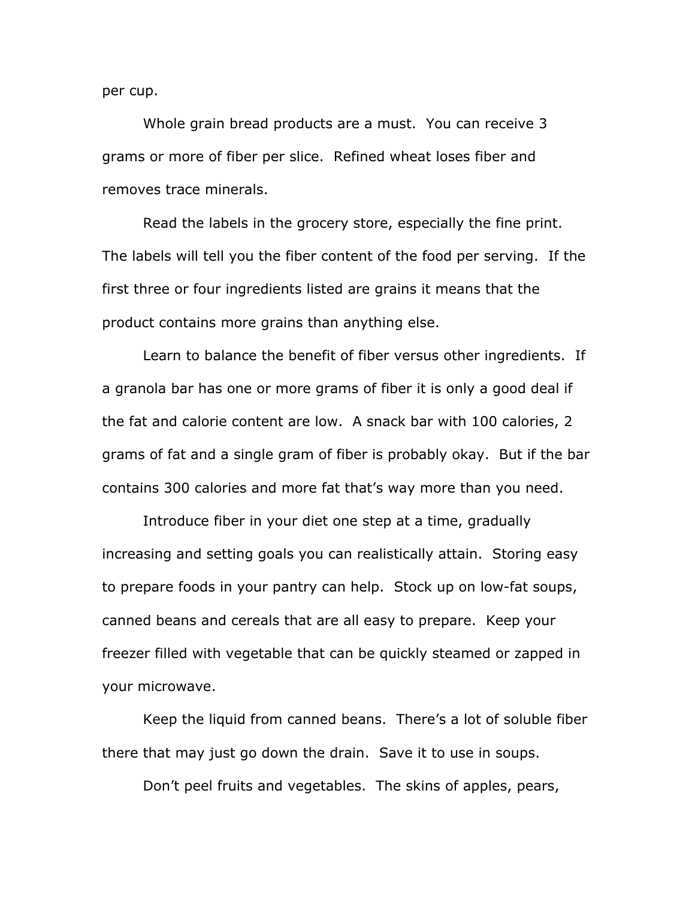per cup.

Whole grain bread products are a must. You can receive 3 grams or more of fiber per slice. Refined wheat loses fiber and removes trace minerals.

Read the labels in the grocery store, especially the fine print. The labels will tell you the fiber content of the food per serving. If the first three or four ingredients listed are grains it means that the product contains more grains than anything else.

Learn to balance the benefit of fiber versus other ingredients. If a granola bar has one or more grams of fiber it is only a good deal if the fat and calorie content are low. A snack bar with 100 calories, 2 grams of fat and a single gram of fiber is probably okay. But if the bar contains 300 calories and more fat that's way more than you need.

Introduce fiber in your diet one step at a time, gradually increasing and setting goals you can realistically attain. Storing easy to prepare foods in your pantry can help. Stock up on low-fat soups, canned beans and cereals that are all easy to prepare. Keep your freezer filled with vegetable that can be quickly steamed or zapped in your microwave.

Keep the liquid from canned beans. There's a lot of soluble fiber there that may just go down the drain. Save it to use in soups.

Don't peel fruits and vegetables. The skins of apples, pears,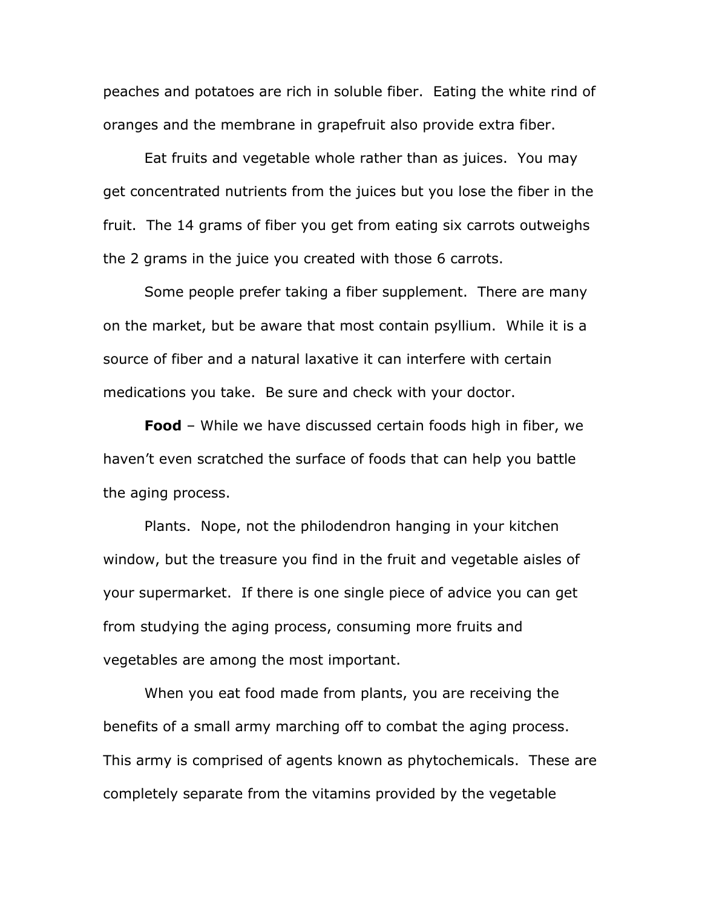peaches and potatoes are rich in soluble fiber. Eating the white rind of oranges and the membrane in grapefruit also provide extra fiber.

Eat fruits and vegetable whole rather than as juices. You may get concentrated nutrients from the juices but you lose the fiber in the fruit. The 14 grams of fiber you get from eating six carrots outweighs the 2 grams in the juice you created with those 6 carrots.

Some people prefer taking a fiber supplement. There are many on the market, but be aware that most contain psyllium. While it is a source of fiber and a natural laxative it can interfere with certain medications you take. Be sure and check with your doctor.

**Food** – While we have discussed certain foods high in fiber, we haven't even scratched the surface of foods that can help you battle the aging process.

Plants. Nope, not the philodendron hanging in your kitchen window, but the treasure you find in the fruit and vegetable aisles of your supermarket. If there is one single piece of advice you can get from studying the aging process, consuming more fruits and vegetables are among the most important.

When you eat food made from plants, you are receiving the benefits of a small army marching off to combat the aging process. This army is comprised of agents known as phytochemicals. These are completely separate from the vitamins provided by the vegetable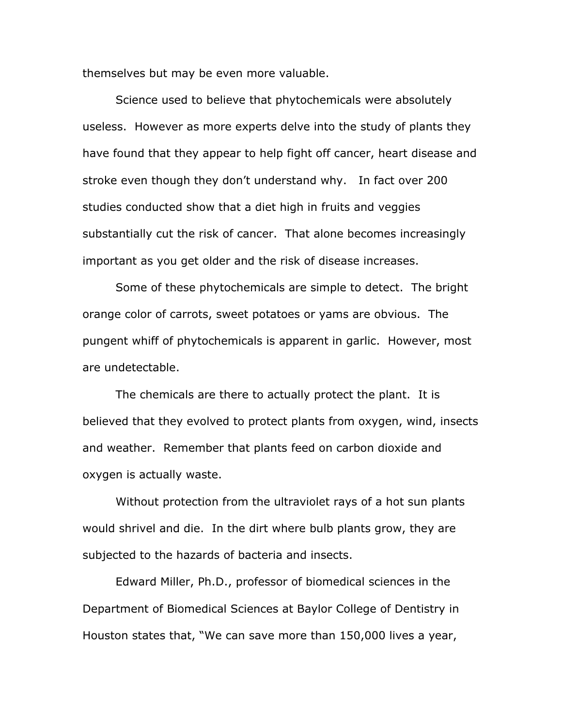themselves but may be even more valuable.

Science used to believe that phytochemicals were absolutely useless. However as more experts delve into the study of plants they have found that they appear to help fight off cancer, heart disease and stroke even though they don't understand why. In fact over 200 studies conducted show that a diet high in fruits and veggies substantially cut the risk of cancer. That alone becomes increasingly important as you get older and the risk of disease increases.

Some of these phytochemicals are simple to detect. The bright orange color of carrots, sweet potatoes or yams are obvious. The pungent whiff of phytochemicals is apparent in garlic. However, most are undetectable.

The chemicals are there to actually protect the plant. It is believed that they evolved to protect plants from oxygen, wind, insects and weather. Remember that plants feed on carbon dioxide and oxygen is actually waste.

Without protection from the ultraviolet rays of a hot sun plants would shrivel and die. In the dirt where bulb plants grow, they are subjected to the hazards of bacteria and insects.

Edward Miller, Ph.D., professor of biomedical sciences in the Department of Biomedical Sciences at Baylor College of Dentistry in Houston states that, "We can save more than 150,000 lives a year,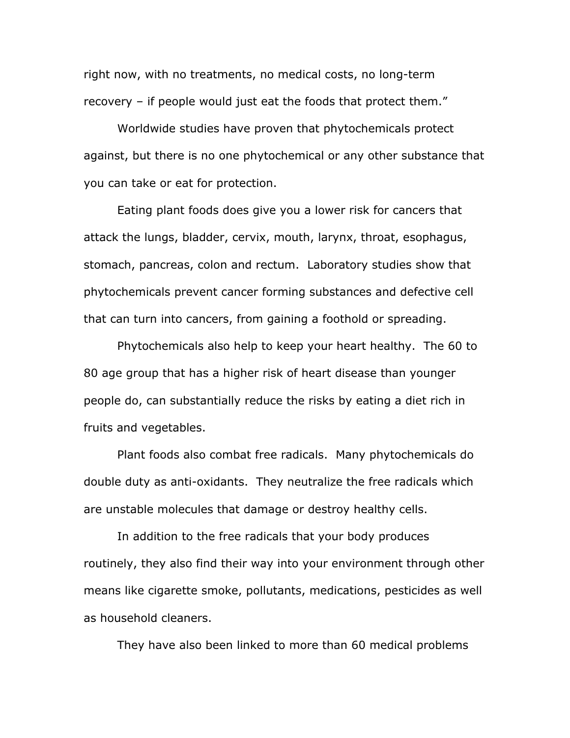right now, with no treatments, no medical costs, no long-term recovery – if people would just eat the foods that protect them."

Worldwide studies have proven that phytochemicals protect against, but there is no one phytochemical or any other substance that you can take or eat for protection.

Eating plant foods does give you a lower risk for cancers that attack the lungs, bladder, cervix, mouth, larynx, throat, esophagus, stomach, pancreas, colon and rectum. Laboratory studies show that phytochemicals prevent cancer forming substances and defective cell that can turn into cancers, from gaining a foothold or spreading.

Phytochemicals also help to keep your heart healthy. The 60 to 80 age group that has a higher risk of heart disease than younger people do, can substantially reduce the risks by eating a diet rich in fruits and vegetables.

Plant foods also combat free radicals. Many phytochemicals do double duty as anti-oxidants. They neutralize the free radicals which are unstable molecules that damage or destroy healthy cells.

In addition to the free radicals that your body produces routinely, they also find their way into your environment through other means like cigarette smoke, pollutants, medications, pesticides as well as household cleaners.

They have also been linked to more than 60 medical problems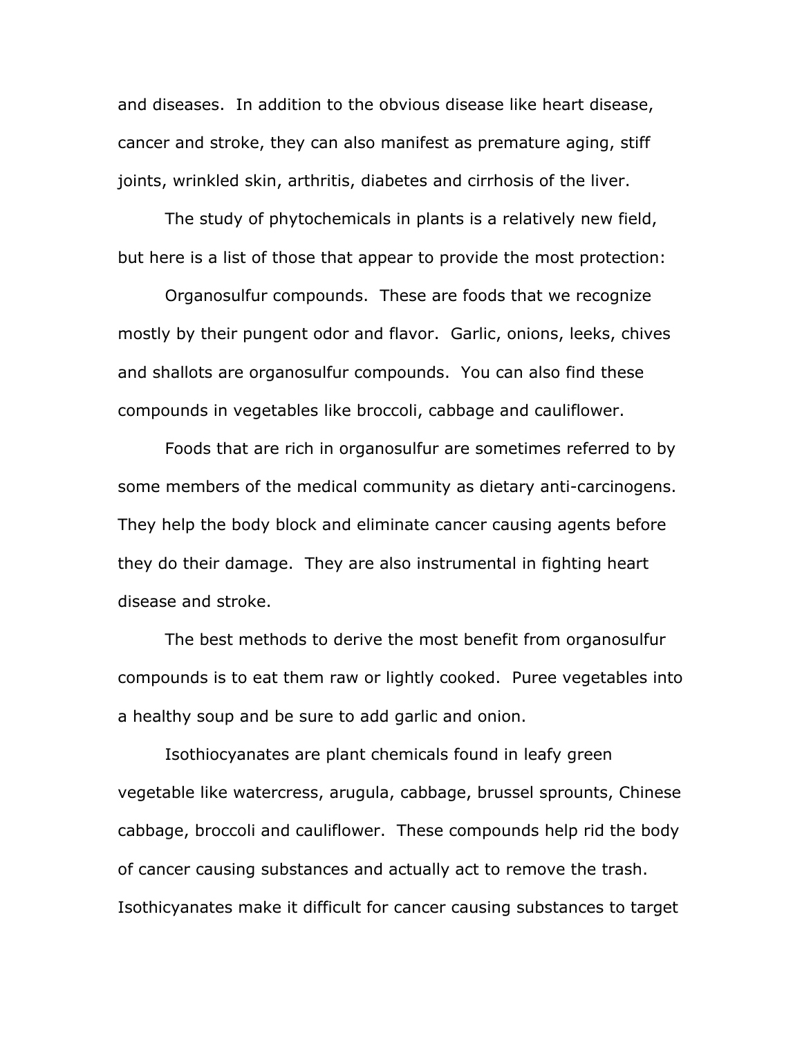and diseases. In addition to the obvious disease like heart disease, cancer and stroke, they can also manifest as premature aging, stiff joints, wrinkled skin, arthritis, diabetes and cirrhosis of the liver.

The study of phytochemicals in plants is a relatively new field, but here is a list of those that appear to provide the most protection:

Organosulfur compounds. These are foods that we recognize mostly by their pungent odor and flavor. Garlic, onions, leeks, chives and shallots are organosulfur compounds. You can also find these compounds in vegetables like broccoli, cabbage and cauliflower.

Foods that are rich in organosulfur are sometimes referred to by some members of the medical community as dietary anti-carcinogens. They help the body block and eliminate cancer causing agents before they do their damage. They are also instrumental in fighting heart disease and stroke.

The best methods to derive the most benefit from organosulfur compounds is to eat them raw or lightly cooked. Puree vegetables into a healthy soup and be sure to add garlic and onion.

Isothiocyanates are plant chemicals found in leafy green vegetable like watercress, arugula, cabbage, brussel sprounts, Chinese cabbage, broccoli and cauliflower. These compounds help rid the body of cancer causing substances and actually act to remove the trash. Isothicyanates make it difficult for cancer causing substances to target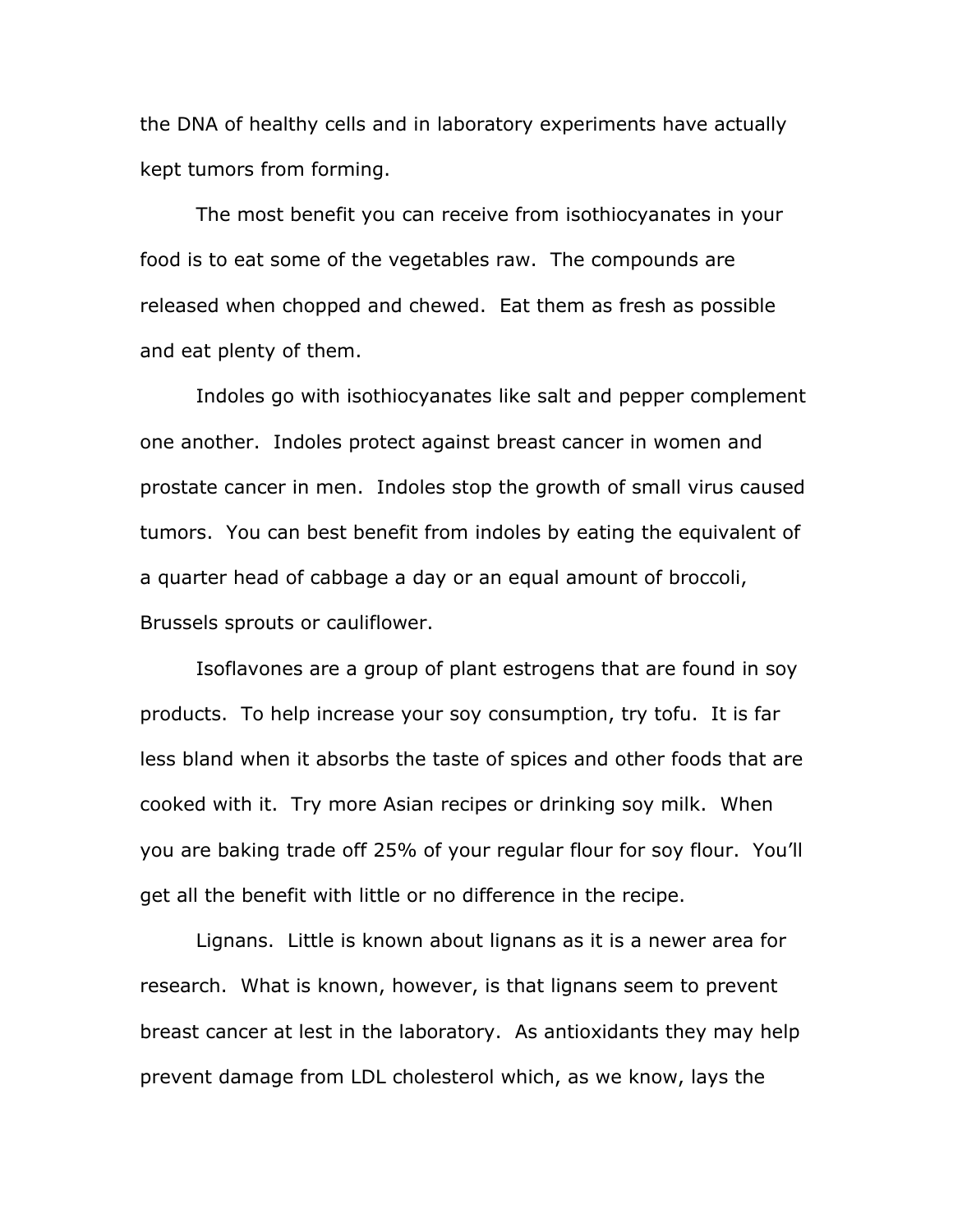the DNA of healthy cells and in laboratory experiments have actually kept tumors from forming.

The most benefit you can receive from isothiocyanates in your food is to eat some of the vegetables raw. The compounds are released when chopped and chewed. Eat them as fresh as possible and eat plenty of them.

Indoles go with isothiocyanates like salt and pepper complement one another. Indoles protect against breast cancer in women and prostate cancer in men. Indoles stop the growth of small virus caused tumors. You can best benefit from indoles by eating the equivalent of a quarter head of cabbage a day or an equal amount of broccoli, Brussels sprouts or cauliflower.

Isoflavones are a group of plant estrogens that are found in soy products. To help increase your soy consumption, try tofu. It is far less bland when it absorbs the taste of spices and other foods that are cooked with it. Try more Asian recipes or drinking soy milk. When you are baking trade off 25% of your regular flour for soy flour. You'll get all the benefit with little or no difference in the recipe.

Lignans. Little is known about lignans as it is a newer area for research. What is known, however, is that lignans seem to prevent breast cancer at lest in the laboratory. As antioxidants they may help prevent damage from LDL cholesterol which, as we know, lays the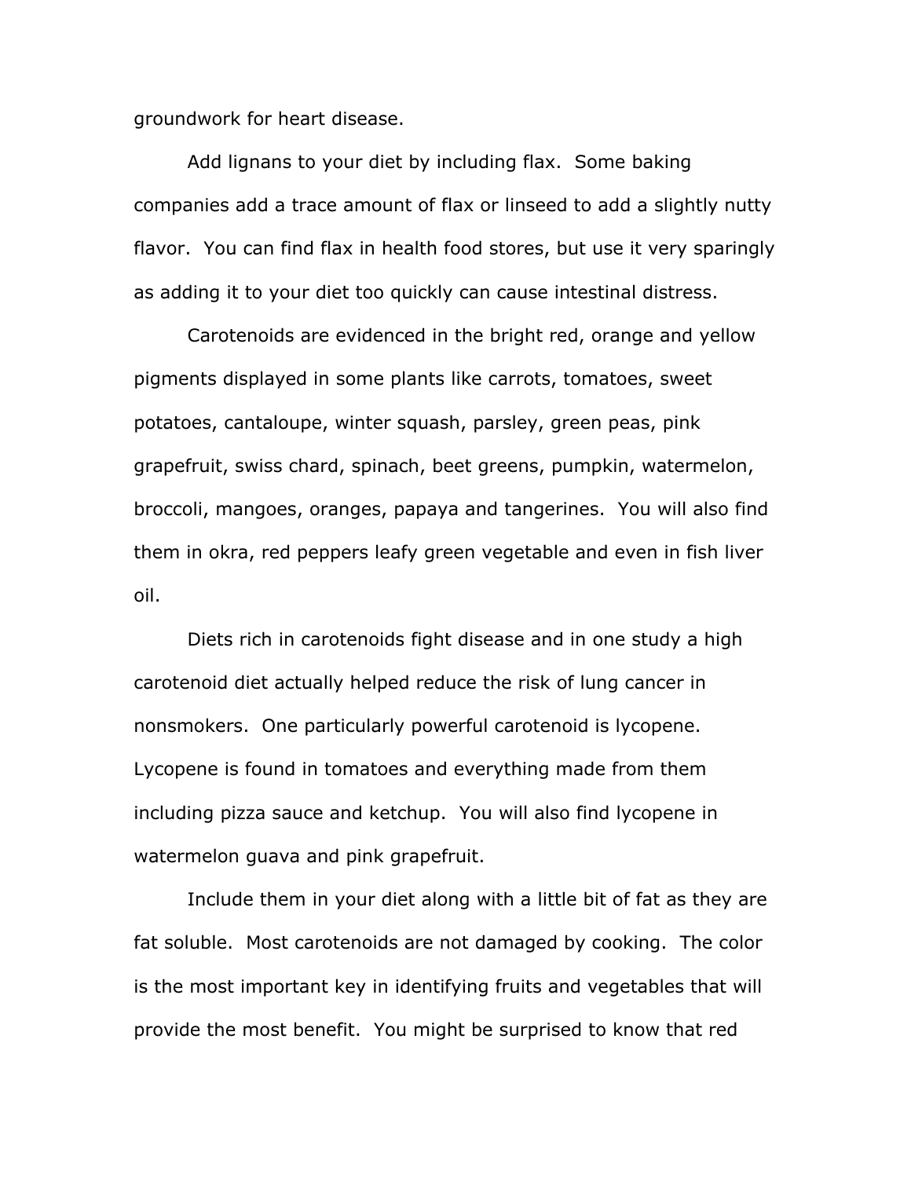groundwork for heart disease.

Add lignans to your diet by including flax. Some baking companies add a trace amount of flax or linseed to add a slightly nutty flavor. You can find flax in health food stores, but use it very sparingly as adding it to your diet too quickly can cause intestinal distress.

Carotenoids are evidenced in the bright red, orange and yellow pigments displayed in some plants like carrots, tomatoes, sweet potatoes, cantaloupe, winter squash, parsley, green peas, pink grapefruit, swiss chard, spinach, beet greens, pumpkin, watermelon, broccoli, mangoes, oranges, papaya and tangerines. You will also find them in okra, red peppers leafy green vegetable and even in fish liver oil.

Diets rich in carotenoids fight disease and in one study a high carotenoid diet actually helped reduce the risk of lung cancer in nonsmokers. One particularly powerful carotenoid is lycopene. Lycopene is found in tomatoes and everything made from them including pizza sauce and ketchup. You will also find lycopene in watermelon guava and pink grapefruit.

Include them in your diet along with a little bit of fat as they are fat soluble. Most carotenoids are not damaged by cooking. The color is the most important key in identifying fruits and vegetables that will provide the most benefit. You might be surprised to know that red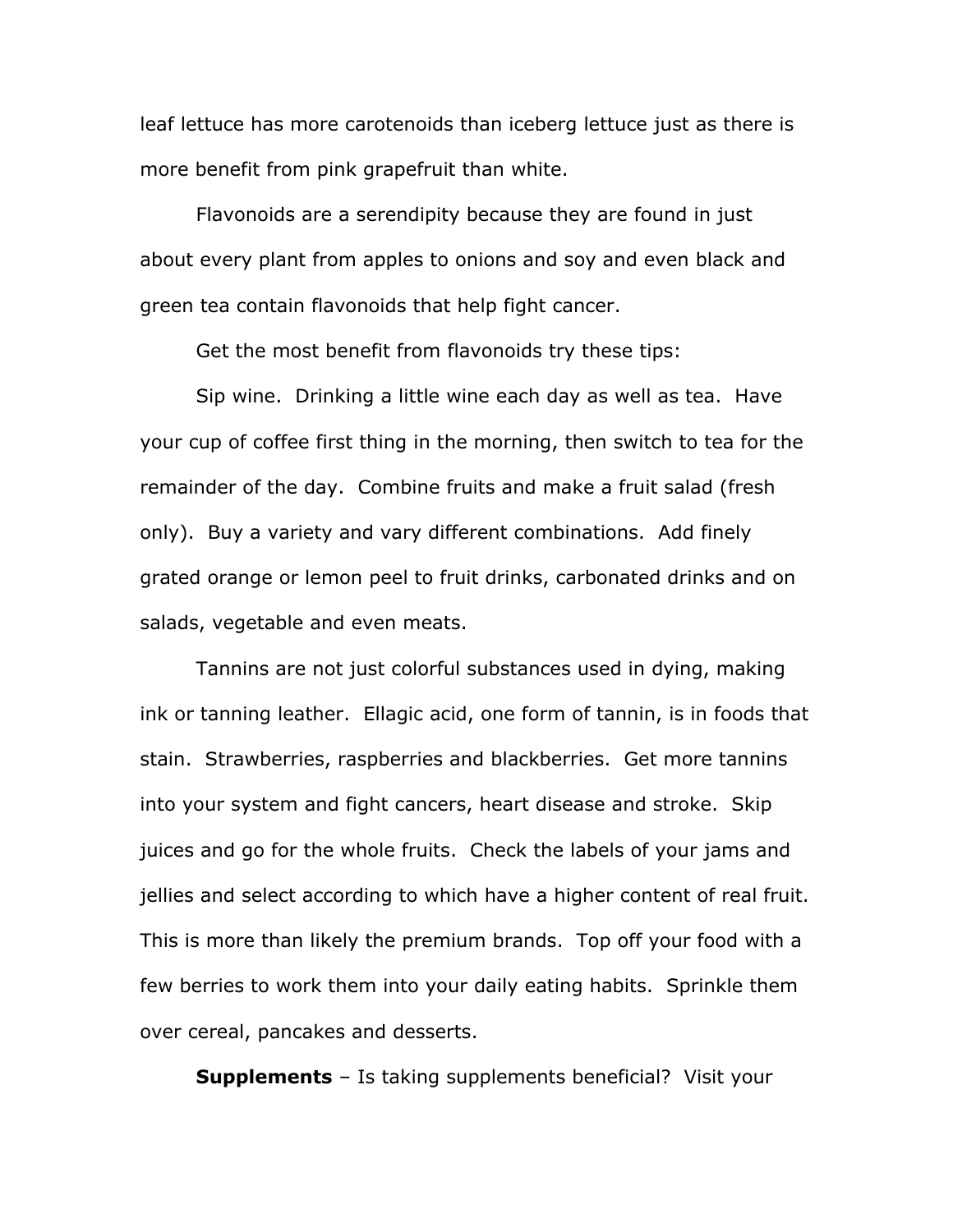leaf lettuce has more carotenoids than iceberg lettuce just as there is more benefit from pink grapefruit than white.

Flavonoids are a serendipity because they are found in just about every plant from apples to onions and soy and even black and green tea contain flavonoids that help fight cancer.

Get the most benefit from flavonoids try these tips:

Sip wine. Drinking a little wine each day as well as tea. Have your cup of coffee first thing in the morning, then switch to tea for the remainder of the day. Combine fruits and make a fruit salad (fresh only). Buy a variety and vary different combinations. Add finely grated orange or lemon peel to fruit drinks, carbonated drinks and on salads, vegetable and even meats.

Tannins are not just colorful substances used in dying, making ink or tanning leather. Ellagic acid, one form of tannin, is in foods that stain. Strawberries, raspberries and blackberries. Get more tannins into your system and fight cancers, heart disease and stroke. Skip juices and go for the whole fruits. Check the labels of your jams and jellies and select according to which have a higher content of real fruit. This is more than likely the premium brands. Top off your food with a few berries to work them into your daily eating habits. Sprinkle them over cereal, pancakes and desserts.

**Supplements** – Is taking supplements beneficial? Visit your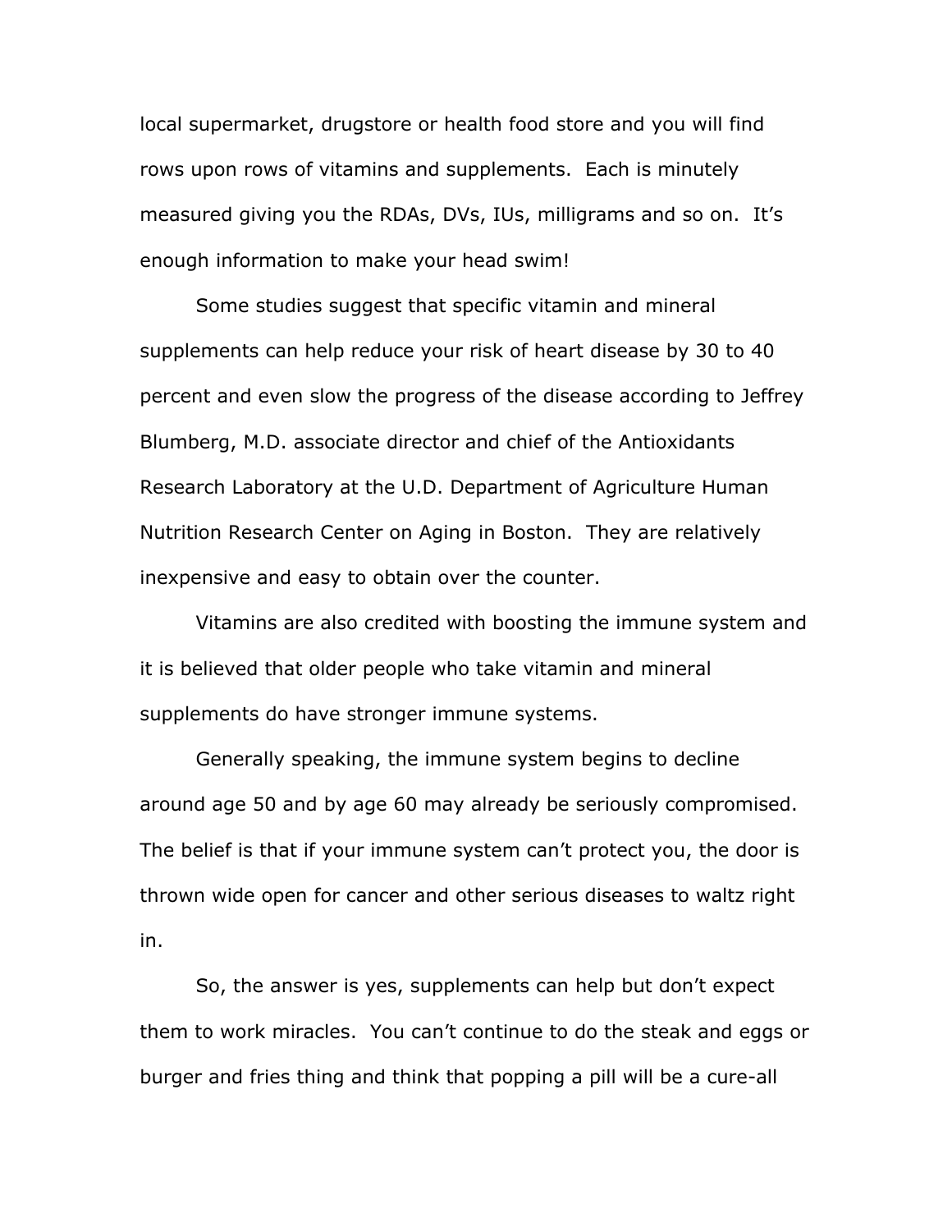local supermarket, drugstore or health food store and you will find rows upon rows of vitamins and supplements. Each is minutely measured giving you the RDAs, DVs, IUs, milligrams and so on. It's enough information to make your head swim!

Some studies suggest that specific vitamin and mineral supplements can help reduce your risk of heart disease by 30 to 40 percent and even slow the progress of the disease according to Jeffrey Blumberg, M.D. associate director and chief of the Antioxidants Research Laboratory at the U.D. Department of Agriculture Human Nutrition Research Center on Aging in Boston. They are relatively inexpensive and easy to obtain over the counter.

Vitamins are also credited with boosting the immune system and it is believed that older people who take vitamin and mineral supplements do have stronger immune systems.

Generally speaking, the immune system begins to decline around age 50 and by age 60 may already be seriously compromised. The belief is that if your immune system can't protect you, the door is thrown wide open for cancer and other serious diseases to waltz right in.

So, the answer is yes, supplements can help but don't expect them to work miracles. You can't continue to do the steak and eggs or burger and fries thing and think that popping a pill will be a cure-all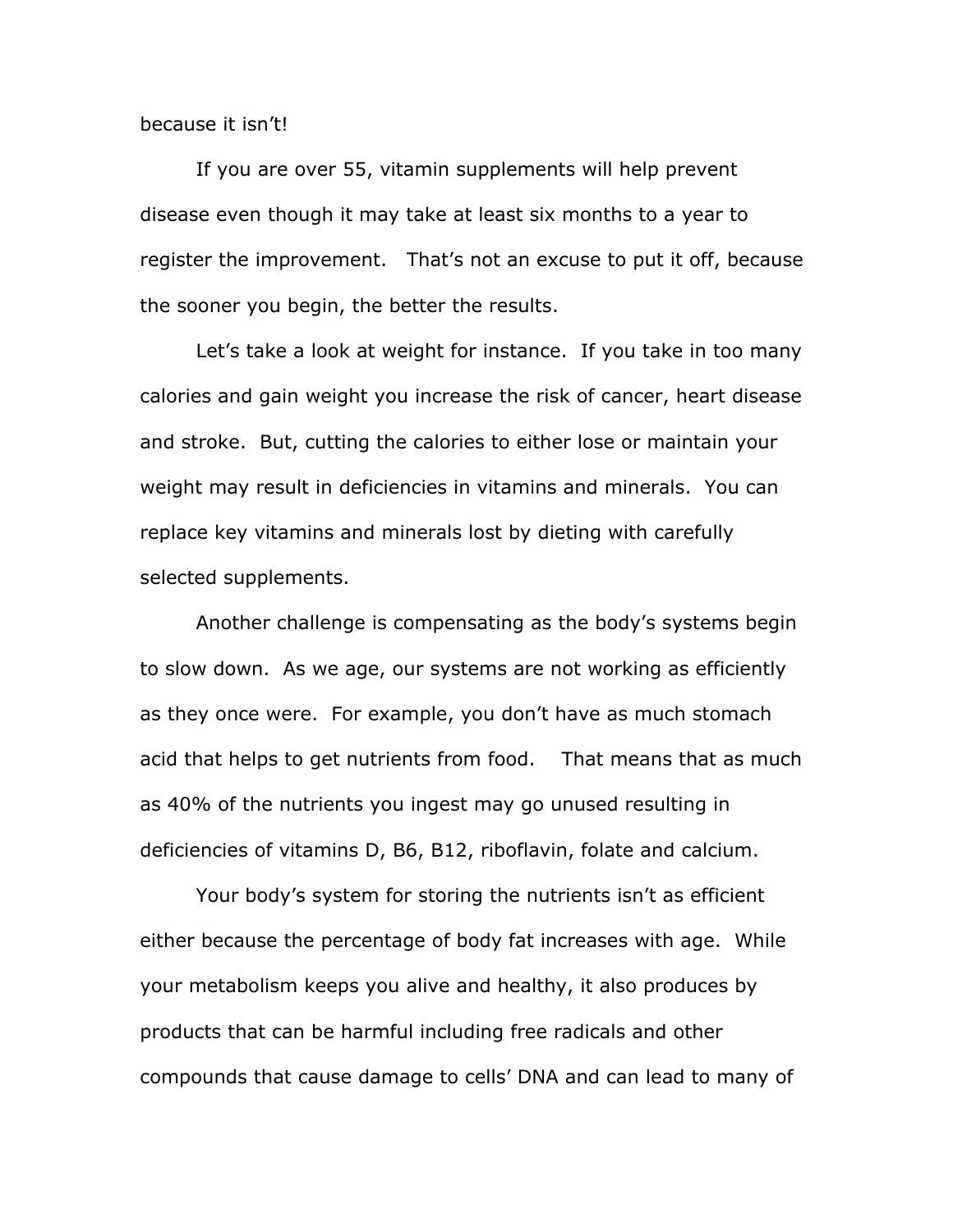because it isn't!

If you are over 55, vitamin supplements will help prevent disease even though it may take at least six months to a year to register the improvement. That's not an excuse to put it off, because the sooner you begin, the better the results.

Let's take a look at weight for instance. If you take in too many calories and gain weight you increase the risk of cancer, heart disease and stroke. But, cutting the calories to either lose or maintain your weight may result in deficiencies in vitamins and minerals. You can replace key vitamins and minerals lost by dieting with carefully selected supplements.

Another challenge is compensating as the body's systems begin to slow down. As we age, our systems are not working as efficiently as they once were. For example, you don't have as much stomach acid that helps to get nutrients from food. That means that as much as 40% of the nutrients you ingest may go unused resulting in deficiencies of vitamins D, B6, B12, riboflavin, folate and calcium.

Your body's system for storing the nutrients isn't as efficient either because the percentage of body fat increases with age. While your metabolism keeps you alive and healthy, it also produces by products that can be harmful including free radicals and other compounds that cause damage to cells' DNA and can lead to many of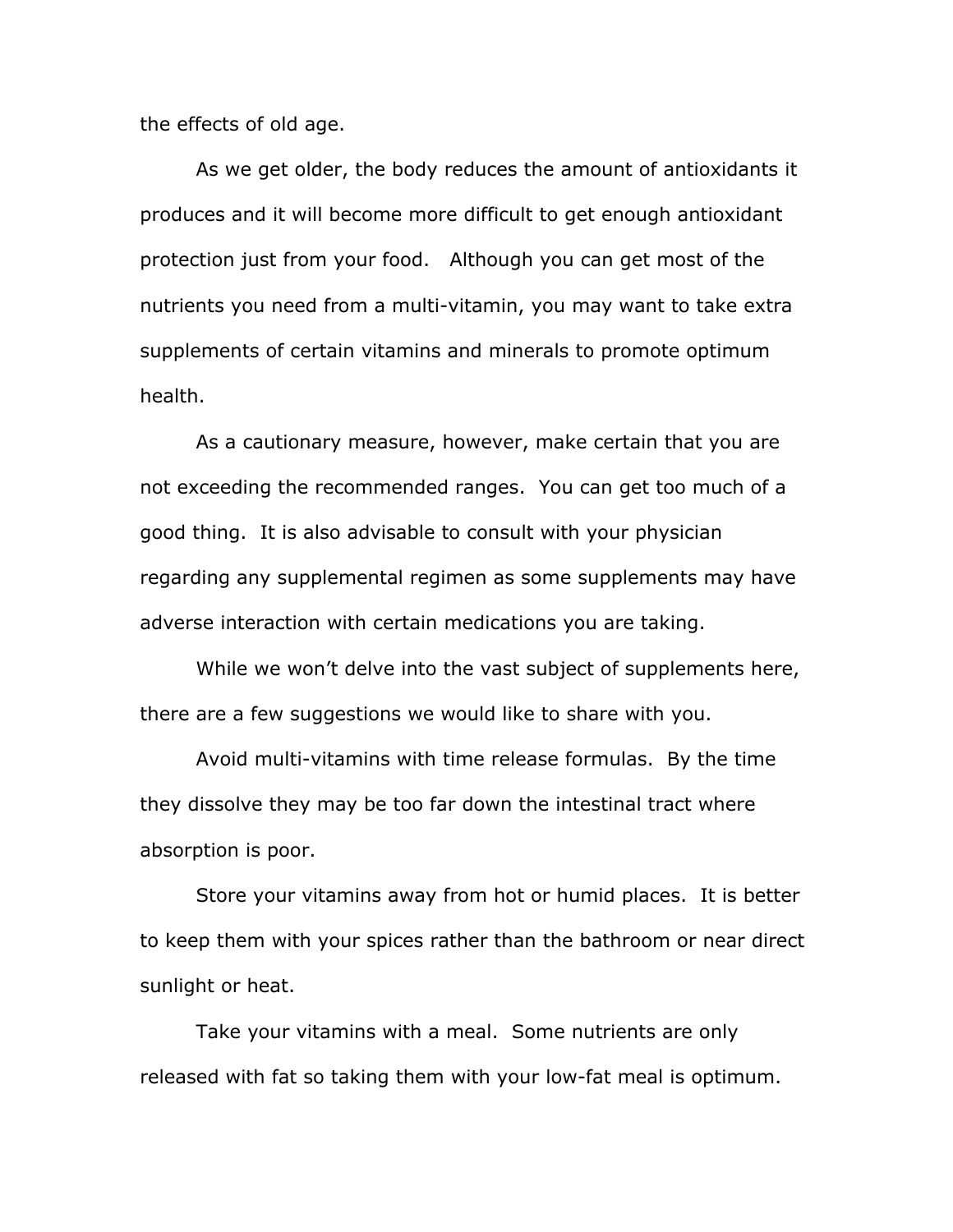the effects of old age.

As we get older, the body reduces the amount of antioxidants it produces and it will become more difficult to get enough antioxidant protection just from your food. Although you can get most of the nutrients you need from a multi-vitamin, you may want to take extra supplements of certain vitamins and minerals to promote optimum health.

As a cautionary measure, however, make certain that you are not exceeding the recommended ranges. You can get too much of a good thing. It is also advisable to consult with your physician regarding any supplemental regimen as some supplements may have adverse interaction with certain medications you are taking.

While we won't delve into the vast subject of supplements here, there are a few suggestions we would like to share with you.

Avoid multi-vitamins with time release formulas. By the time they dissolve they may be too far down the intestinal tract where absorption is poor.

Store your vitamins away from hot or humid places. It is better to keep them with your spices rather than the bathroom or near direct sunlight or heat.

Take your vitamins with a meal. Some nutrients are only released with fat so taking them with your low-fat meal is optimum.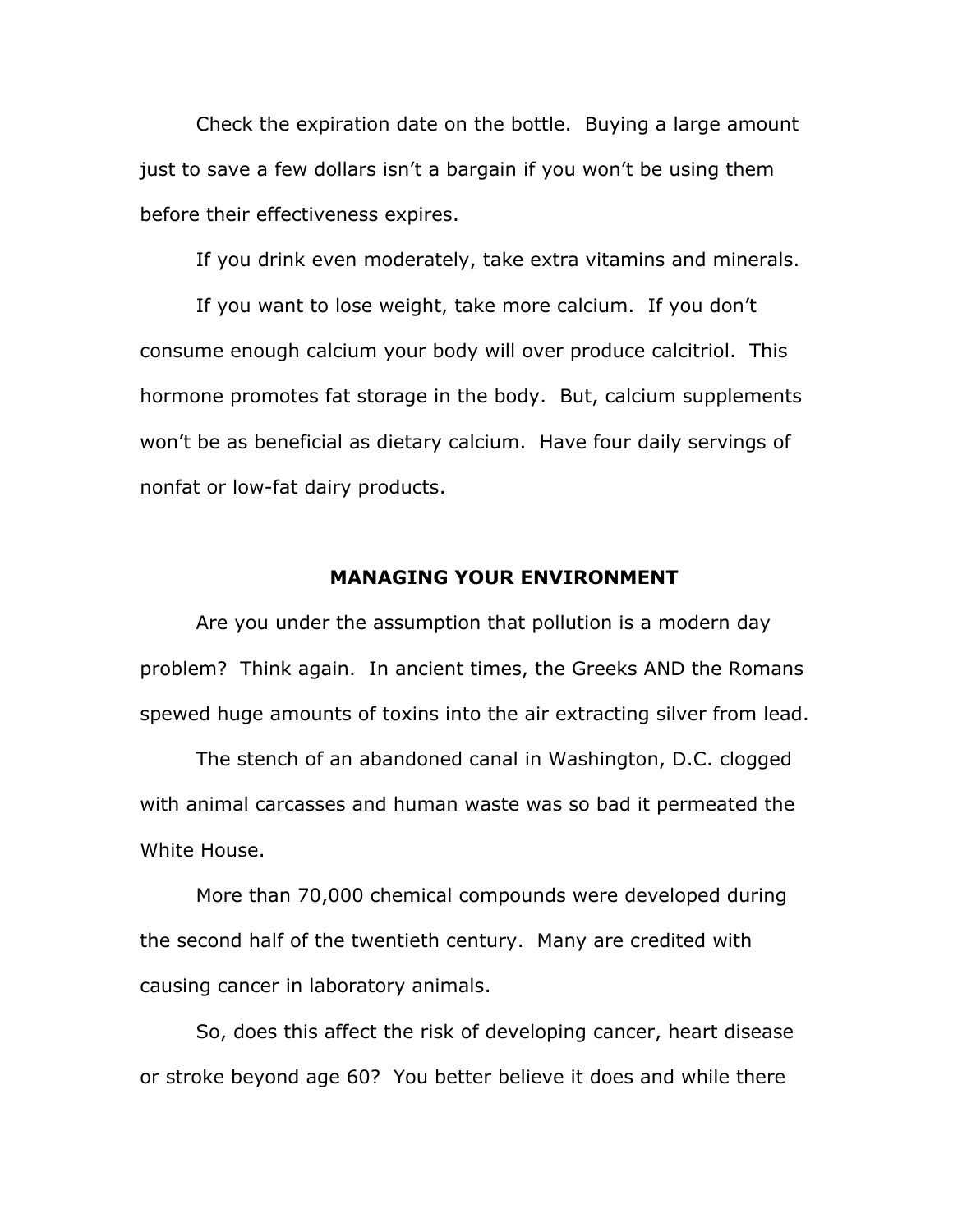Check the expiration date on the bottle. Buying a large amount just to save a few dollars isn't a bargain if you won't be using them before their effectiveness expires.

If you drink even moderately, take extra vitamins and minerals.

If you want to lose weight, take more calcium. If you don't consume enough calcium your body will over produce calcitriol. This hormone promotes fat storage in the body. But, calcium supplements won't be as beneficial as dietary calcium. Have four daily servings of nonfat or low-fat dairy products.

## MANAGING YOUR ENVIRONMENT

Are you under the assumption that pollution is a modern day problem? Think again. In ancient times, the Greeks AND the Romans spewed huge amounts of toxins into the air extracting silver from lead.

The stench of an abandoned canal in Washington, D.C. clogged with animal carcasses and human waste was so bad it permeated the White House.

More than 70,000 chemical compounds were developed during the second half of the twentieth century. Many are credited with causing cancer in laboratory animals.

So, does this affect the risk of developing cancer, heart disease or stroke beyond age 60? You better believe it does and while there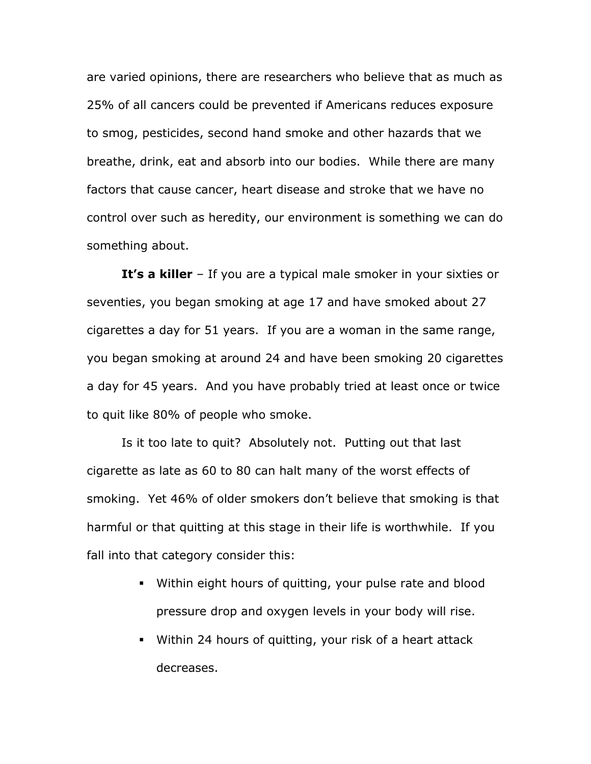are varied opinions, there are researchers who believe that as much as 25% of all cancers could be prevented if Americans reduces exposure to smog, pesticides, second hand smoke and other hazards that we breathe, drink, eat and absorb into our bodies. While there are many factors that cause cancer, heart disease and stroke that we have no control over such as heredity, our environment is something we can do something about.

**It's a killer** – If you are a typical male smoker in your sixties or seventies, you began smoking at age 17 and have smoked about 27 cigarettes a day for 51 years. If you are a woman in the same range, you began smoking at around 24 and have been smoking 20 cigarettes a day for 45 years. And you have probably tried at least once or twice to quit like 80% of people who smoke.

Is it too late to quit? Absolutely not. Putting out that last cigarette as late as 60 to 80 can halt many of the worst effects of smoking. Yet 46% of older smokers don't believe that smoking is that harmful or that quitting at this stage in their life is worthwhile. If you fall into that category consider this:

- Within eight hours of quitting, your pulse rate and blood pressure drop and oxygen levels in your body will rise.
- Within 24 hours of quitting, your risk of a heart attack decreases.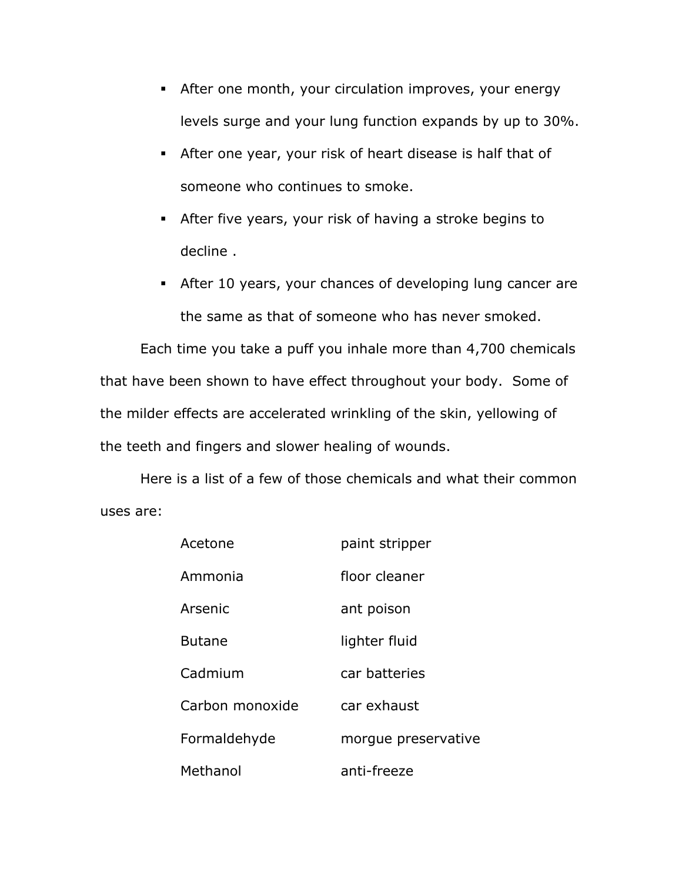- After one month, your circulation improves, your energy levels surge and your lung function expands by up to 30%.
- After one year, your risk of heart disease is half that of someone who continues to smoke.
- After five years, your risk of having a stroke begins to decline .
- After 10 years, your chances of developing lung cancer are the same as that of someone who has never smoked.

Each time you take a puff you inhale more than 4,700 chemicals that have been shown to have effect throughout your body. Some of the milder effects are accelerated wrinkling of the skin, yellowing of the teeth and fingers and slower healing of wounds.

Here is a list of a few of those chemicals and what their common uses are:

| | |
|---|---|
| Acetone | paint stripper |
| Ammonia | floor cleaner |
| Arsenic | ant poison |
| Butane | lighter fluid |
| Cadmium | car batteries |
| Carbon monoxide | car exhaust |
| Formaldehyde | morgue preservative |
| Methanol | anti-freeze |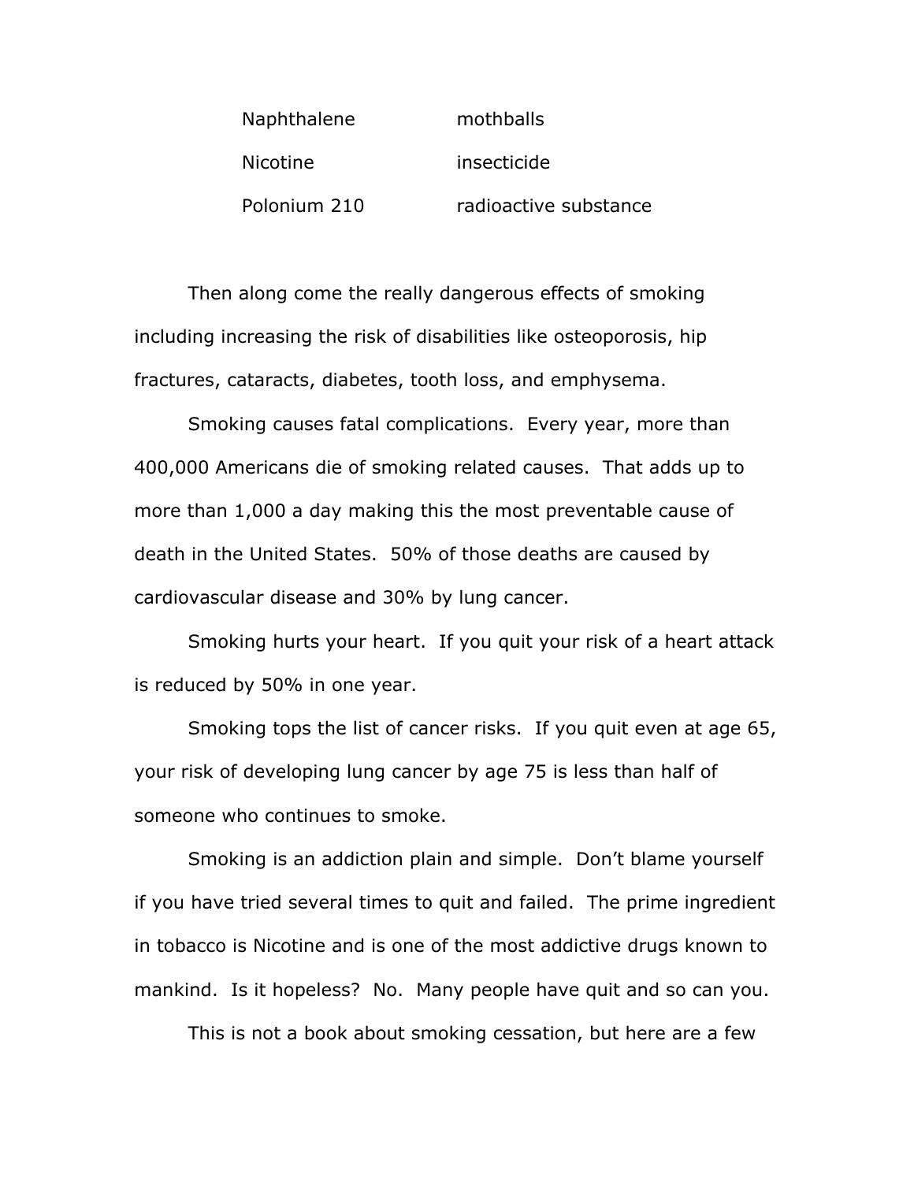| | |
|---|---|
| Naphthalene | mothballs |
| Nicotine | insecticide |
| Polonium 210 | radioactive substance |

Then along come the really dangerous effects of smoking including increasing the risk of disabilities like osteoporosis, hip fractures, cataracts, diabetes, tooth loss, and emphysema.

Smoking causes fatal complications. Every year, more than 400,000 Americans die of smoking related causes. That adds up to more than 1,000 a day making this the most preventable cause of death in the United States. 50% of those deaths are caused by cardiovascular disease and 30% by lung cancer.

Smoking hurts your heart. If you quit your risk of a heart attack is reduced by 50% in one year.

Smoking tops the list of cancer risks. If you quit even at age 65, your risk of developing lung cancer by age 75 is less than half of someone who continues to smoke.

Smoking is an addiction plain and simple. Don't blame yourself if you have tried several times to quit and failed. The prime ingredient in tobacco is Nicotine and is one of the most addictive drugs known to mankind. Is it hopeless? No. Many people have quit and so can you.

This is not a book about smoking cessation, but here are a few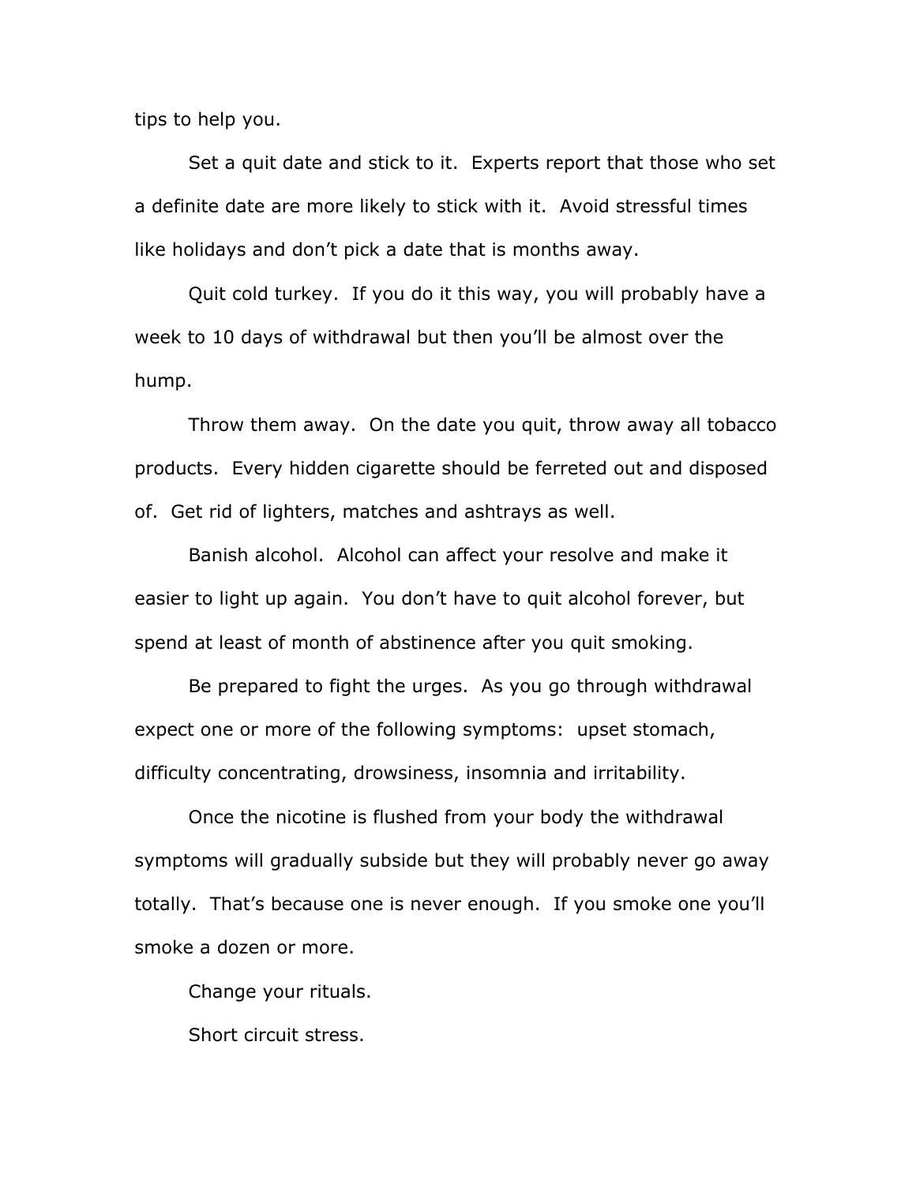tips to help you.

Set a quit date and stick to it. Experts report that those who set a definite date are more likely to stick with it. Avoid stressful times like holidays and don't pick a date that is months away.

Quit cold turkey. If you do it this way, you will probably have a week to 10 days of withdrawal but then you'll be almost over the hump.

Throw them away. On the date you quit, throw away all tobacco products. Every hidden cigarette should be ferreted out and disposed of. Get rid of lighters, matches and ashtrays as well.

Banish alcohol. Alcohol can affect your resolve and make it easier to light up again. You don't have to quit alcohol forever, but spend at least of month of abstinence after you quit smoking.

Be prepared to fight the urges. As you go through withdrawal expect one or more of the following symptoms: upset stomach, difficulty concentrating, drowsiness, insomnia and irritability.

Once the nicotine is flushed from your body the withdrawal symptoms will gradually subside but they will probably never go away totally. That's because one is never enough. If you smoke one you'll smoke a dozen or more.

Change your rituals.

Short circuit stress.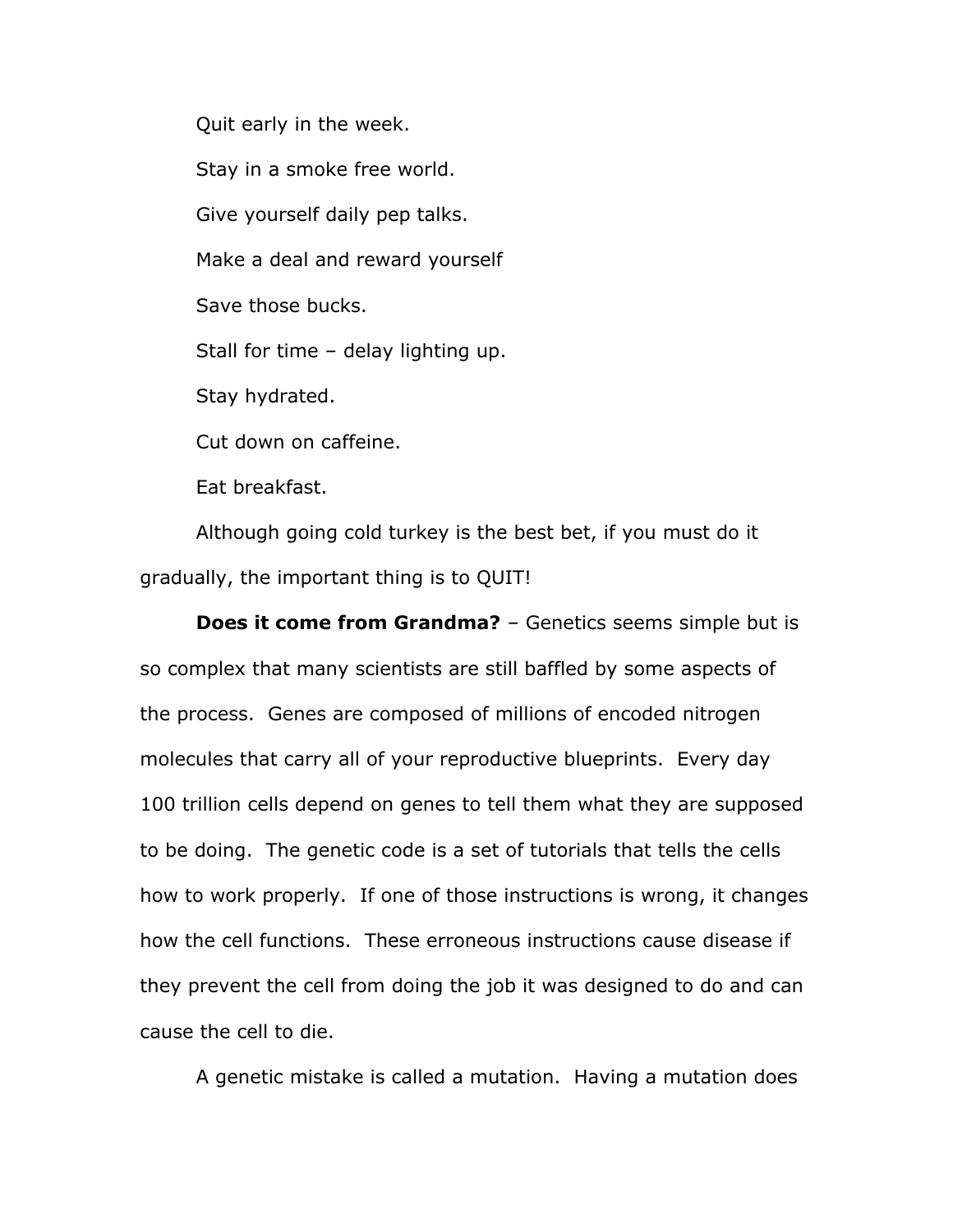Quit early in the week.

Stay in a smoke free world.

Give yourself daily pep talks.

Make a deal and reward yourself

Save those bucks.

Stall for time – delay lighting up.

Stay hydrated.

Cut down on caffeine.

Eat breakfast.

Although going cold turkey is the best bet, if you must do it gradually, the important thing is to QUIT!

**Does it come from Grandma?** – Genetics seems simple but is so complex that many scientists are still baffled by some aspects of the process. Genes are composed of millions of encoded nitrogen molecules that carry all of your reproductive blueprints. Every day 100 trillion cells depend on genes to tell them what they are supposed to be doing. The genetic code is a set of tutorials that tells the cells how to work properly. If one of those instructions is wrong, it changes how the cell functions. These erroneous instructions cause disease if they prevent the cell from doing the job it was designed to do and can cause the cell to die.

A genetic mistake is called a mutation. Having a mutation does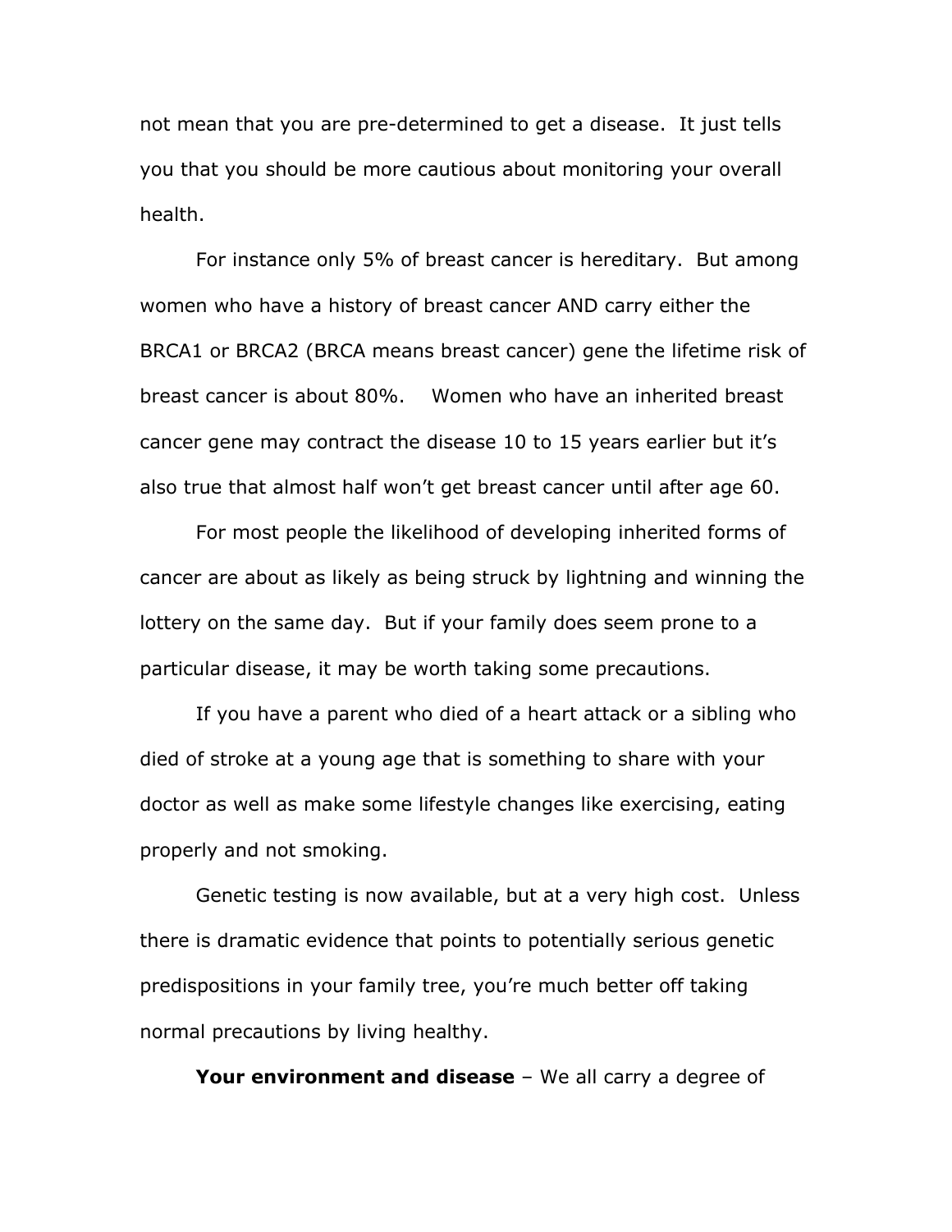not mean that you are pre-determined to get a disease. It just tells you that you should be more cautious about monitoring your overall health.

For instance only 5% of breast cancer is hereditary. But among women who have a history of breast cancer AND carry either the BRCA1 or BRCA2 (BRCA means breast cancer) gene the lifetime risk of breast cancer is about 80%. Women who have an inherited breast cancer gene may contract the disease 10 to 15 years earlier but it's also true that almost half won't get breast cancer until after age 60.

For most people the likelihood of developing inherited forms of cancer are about as likely as being struck by lightning and winning the lottery on the same day. But if your family does seem prone to a particular disease, it may be worth taking some precautions.

If you have a parent who died of a heart attack or a sibling who died of stroke at a young age that is something to share with your doctor as well as make some lifestyle changes like exercising, eating properly and not smoking.

Genetic testing is now available, but at a very high cost. Unless there is dramatic evidence that points to potentially serious genetic predispositions in your family tree, you're much better off taking normal precautions by living healthy.

**Your environment and disease** – We all carry a degree of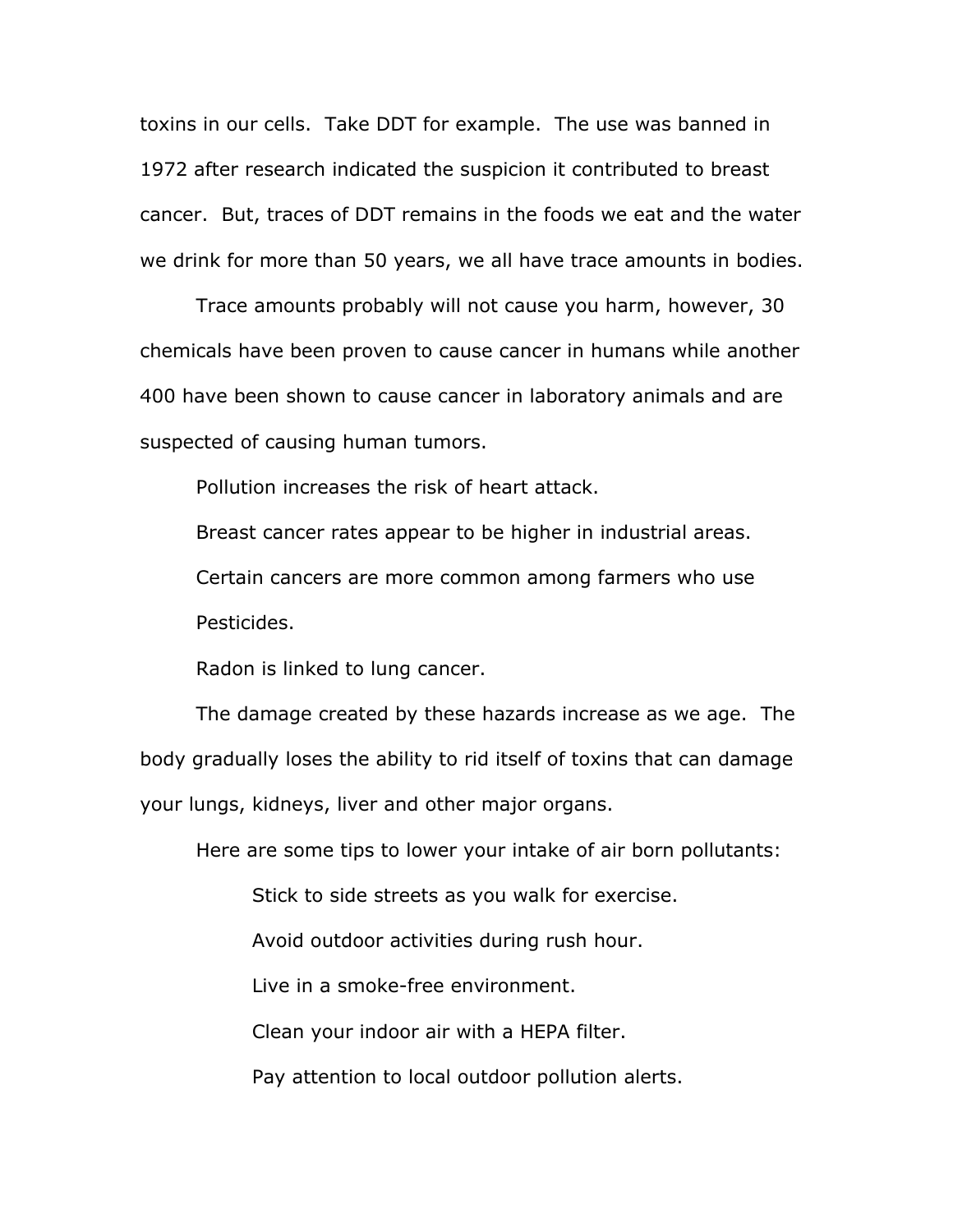toxins in our cells. Take DDT for example. The use was banned in 1972 after research indicated the suspicion it contributed to breast cancer. But, traces of DDT remains in the foods we eat and the water we drink for more than 50 years, we all have trace amounts in bodies.

Trace amounts probably will not cause you harm, however, 30 chemicals have been proven to cause cancer in humans while another 400 have been shown to cause cancer in laboratory animals and are suspected of causing human tumors.

Pollution increases the risk of heart attack.

Breast cancer rates appear to be higher in industrial areas.

Certain cancers are more common among farmers who use Pesticides.

Radon is linked to lung cancer.

The damage created by these hazards increase as we age. The body gradually loses the ability to rid itself of toxins that can damage your lungs, kidneys, liver and other major organs.

Here are some tips to lower your intake of air born pollutants:

Stick to side streets as you walk for exercise.

Avoid outdoor activities during rush hour.

Live in a smoke-free environment.

Clean your indoor air with a HEPA filter.

Pay attention to local outdoor pollution alerts.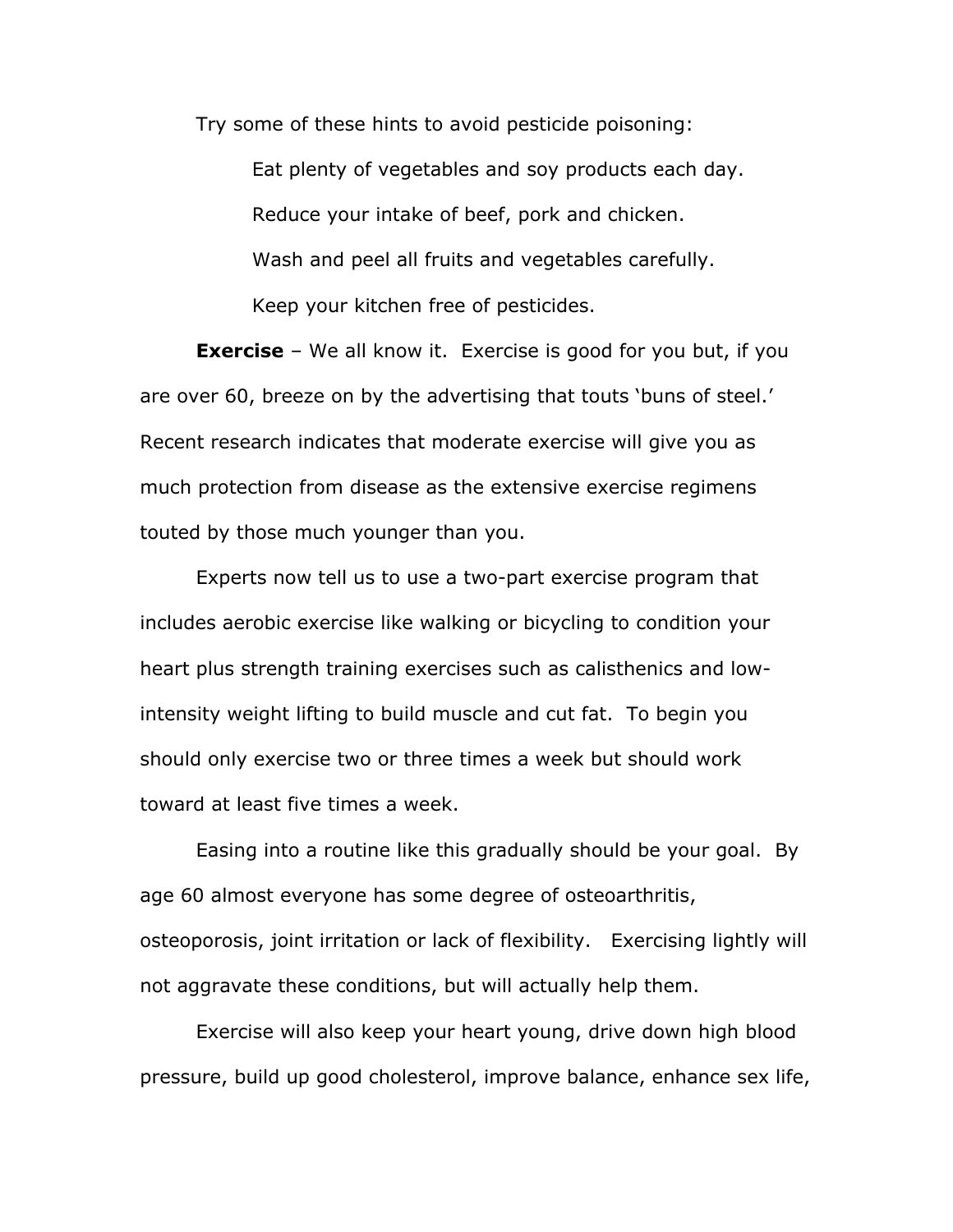Try some of these hints to avoid pesticide poisoning:

Eat plenty of vegetables and soy products each day.

Reduce your intake of beef, pork and chicken.

Wash and peel all fruits and vegetables carefully.

Keep your kitchen free of pesticides.

**Exercise** – We all know it. Exercise is good for you but, if you are over 60, breeze on by the advertising that touts 'buns of steel.' Recent research indicates that moderate exercise will give you as much protection from disease as the extensive exercise regimens touted by those much younger than you.

Experts now tell us to use a two-part exercise program that includes aerobic exercise like walking or bicycling to condition your heart plus strength training exercises such as calisthenics and low-intensity weight lifting to build muscle and cut fat. To begin you should only exercise two or three times a week but should work toward at least five times a week.

Easing into a routine like this gradually should be your goal. By age 60 almost everyone has some degree of osteoarthritis, osteoporosis, joint irritation or lack of flexibility. Exercising lightly will not aggravate these conditions, but will actually help them.

Exercise will also keep your heart young, drive down high blood pressure, build up good cholesterol, improve balance, enhance sex life,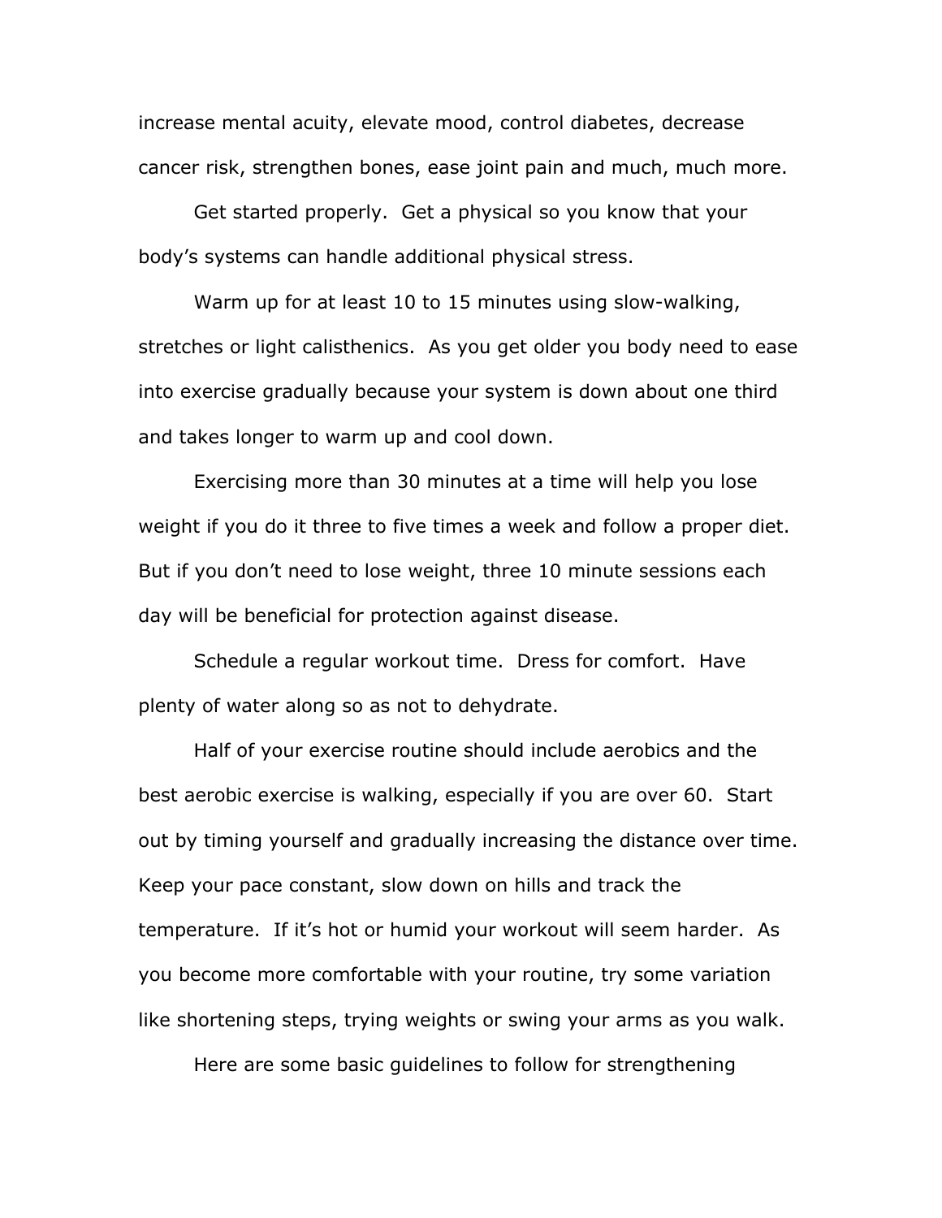increase mental acuity, elevate mood, control diabetes, decrease cancer risk, strengthen bones, ease joint pain and much, much more.

Get started properly. Get a physical so you know that your body's systems can handle additional physical stress.

Warm up for at least 10 to 15 minutes using slow-walking, stretches or light calisthenics. As you get older you body need to ease into exercise gradually because your system is down about one third and takes longer to warm up and cool down.

Exercising more than 30 minutes at a time will help you lose weight if you do it three to five times a week and follow a proper diet. But if you don't need to lose weight, three 10 minute sessions each day will be beneficial for protection against disease.

Schedule a regular workout time. Dress for comfort. Have plenty of water along so as not to dehydrate.

Half of your exercise routine should include aerobics and the best aerobic exercise is walking, especially if you are over 60. Start out by timing yourself and gradually increasing the distance over time. Keep your pace constant, slow down on hills and track the temperature. If it's hot or humid your workout will seem harder. As you become more comfortable with your routine, try some variation like shortening steps, trying weights or swing your arms as you walk.

Here are some basic guidelines to follow for strengthening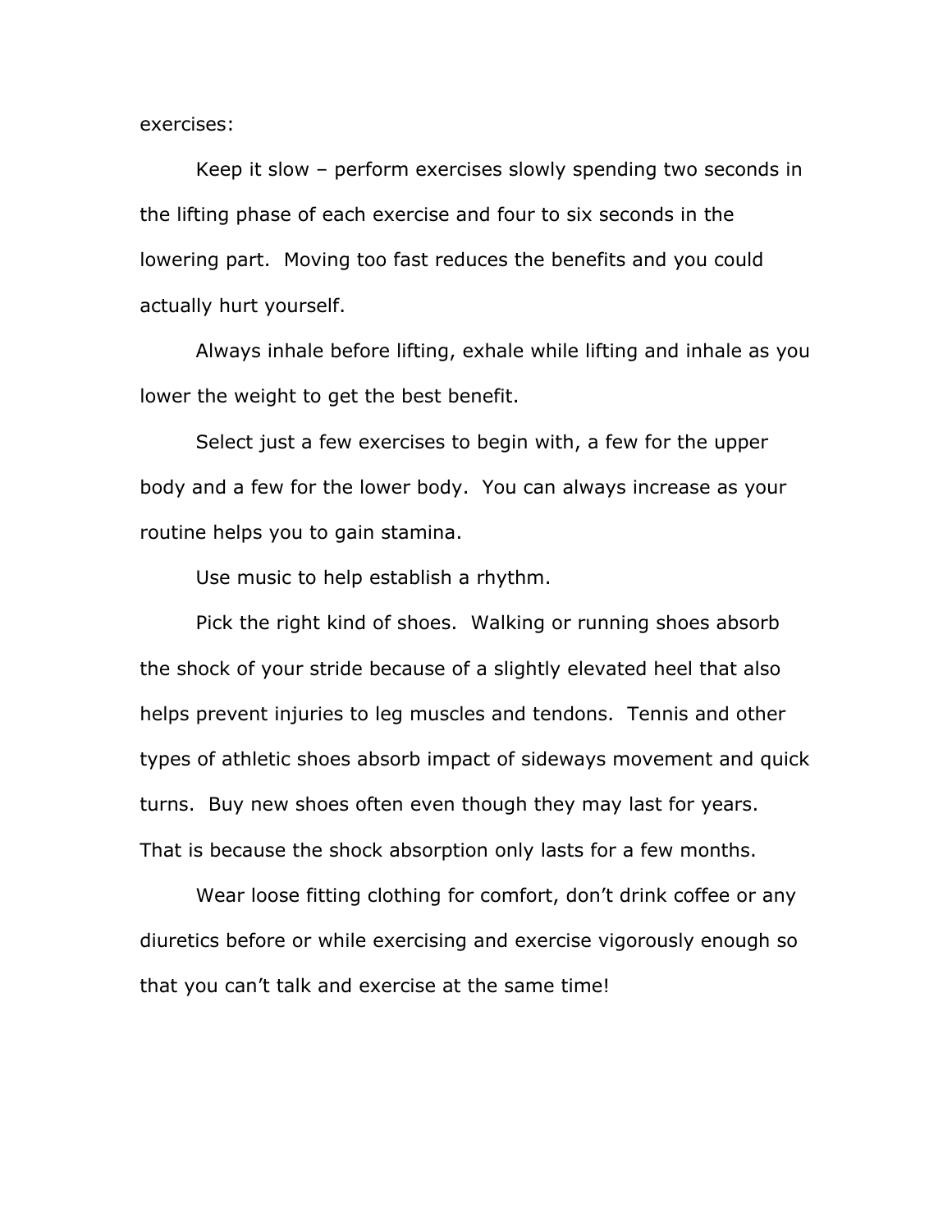exercises:

Keep it slow – perform exercises slowly spending two seconds in the lifting phase of each exercise and four to six seconds in the lowering part. Moving too fast reduces the benefits and you could actually hurt yourself.

Always inhale before lifting, exhale while lifting and inhale as you lower the weight to get the best benefit.

Select just a few exercises to begin with, a few for the upper body and a few for the lower body. You can always increase as your routine helps you to gain stamina.

Use music to help establish a rhythm.

Pick the right kind of shoes. Walking or running shoes absorb the shock of your stride because of a slightly elevated heel that also helps prevent injuries to leg muscles and tendons. Tennis and other types of athletic shoes absorb impact of sideways movement and quick turns. Buy new shoes often even though they may last for years. That is because the shock absorption only lasts for a few months.

Wear loose fitting clothing for comfort, don't drink coffee or any diuretics before or while exercising and exercise vigorously enough so that you can't talk and exercise at the same time!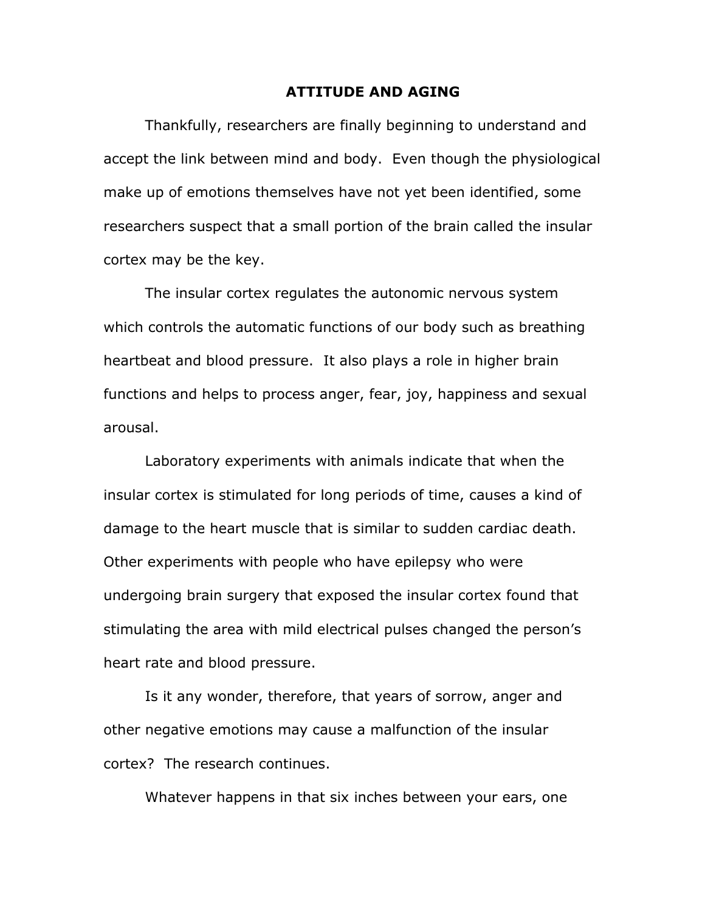# ATTITUDE AND AGING

Thankfully, researchers are finally beginning to understand and accept the link between mind and body. Even though the physiological make up of emotions themselves have not yet been identified, some researchers suspect that a small portion of the brain called the insular cortex may be the key.

The insular cortex regulates the autonomic nervous system which controls the automatic functions of our body such as breathing heartbeat and blood pressure. It also plays a role in higher brain functions and helps to process anger, fear, joy, happiness and sexual arousal.

Laboratory experiments with animals indicate that when the insular cortex is stimulated for long periods of time, causes a kind of damage to the heart muscle that is similar to sudden cardiac death. Other experiments with people who have epilepsy who were undergoing brain surgery that exposed the insular cortex found that stimulating the area with mild electrical pulses changed the person's heart rate and blood pressure.

Is it any wonder, therefore, that years of sorrow, anger and other negative emotions may cause a malfunction of the insular cortex? The research continues.

Whatever happens in that six inches between your ears, one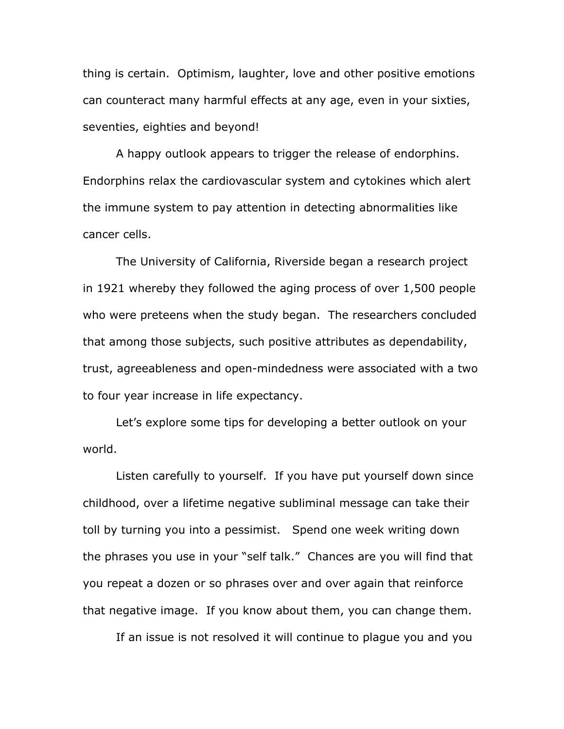thing is certain. Optimism, laughter, love and other positive emotions can counteract many harmful effects at any age, even in your sixties, seventies, eighties and beyond!

A happy outlook appears to trigger the release of endorphins. Endorphins relax the cardiovascular system and cytokines which alert the immune system to pay attention in detecting abnormalities like cancer cells.

The University of California, Riverside began a research project in 1921 whereby they followed the aging process of over 1,500 people who were preteens when the study began. The researchers concluded that among those subjects, such positive attributes as dependability, trust, agreeableness and open-mindedness were associated with a two to four year increase in life expectancy.

Let's explore some tips for developing a better outlook on your world.

Listen carefully to yourself. If you have put yourself down since childhood, over a lifetime negative subliminal message can take their toll by turning you into a pessimist. Spend one week writing down the phrases you use in your "self talk." Chances are you will find that you repeat a dozen or so phrases over and over again that reinforce that negative image. If you know about them, you can change them.

If an issue is not resolved it will continue to plague you and you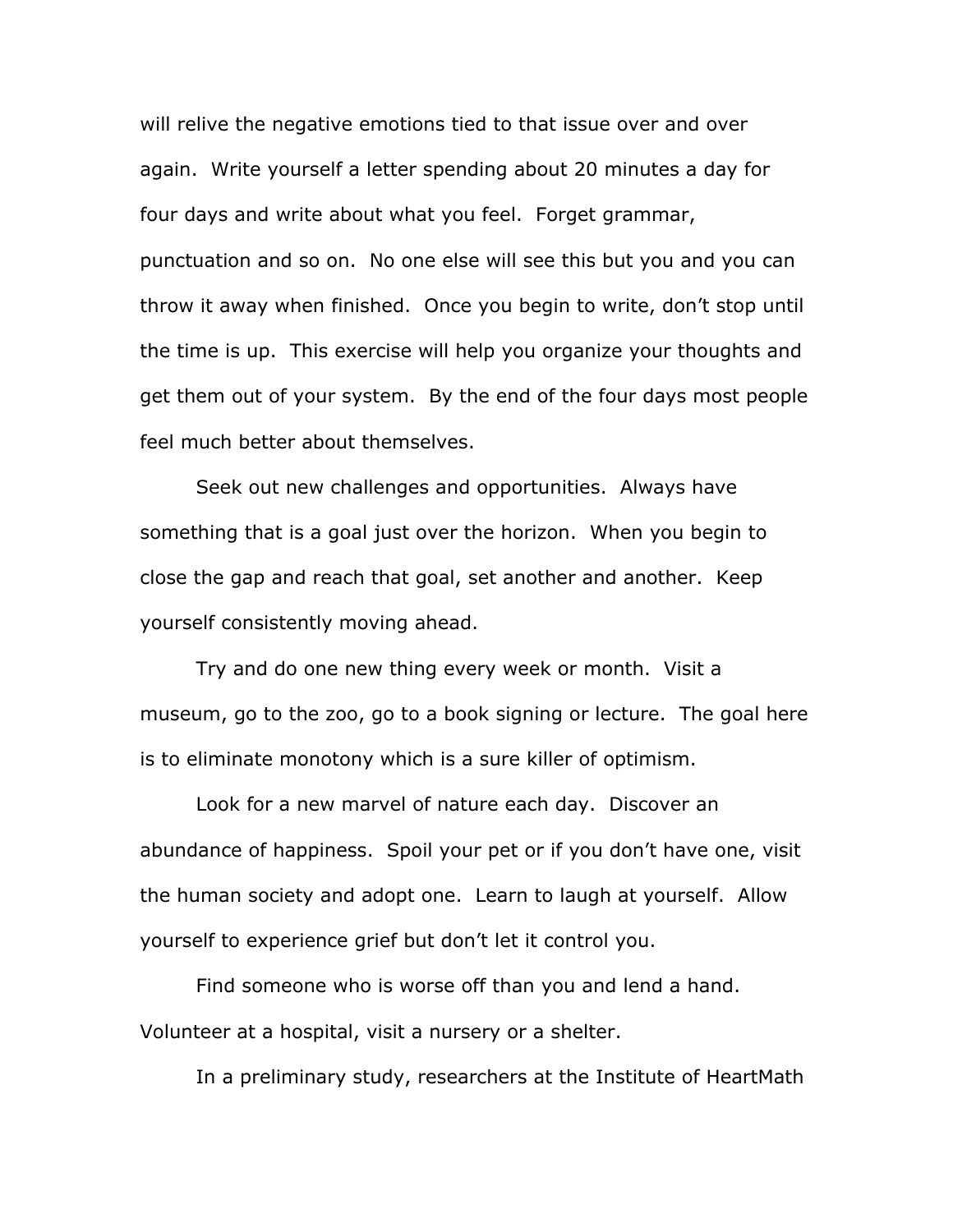will relive the negative emotions tied to that issue over and over again. Write yourself a letter spending about 20 minutes a day for four days and write about what you feel. Forget grammar, punctuation and so on. No one else will see this but you and you can throw it away when finished. Once you begin to write, don't stop until the time is up. This exercise will help you organize your thoughts and get them out of your system. By the end of the four days most people feel much better about themselves.

Seek out new challenges and opportunities. Always have something that is a goal just over the horizon. When you begin to close the gap and reach that goal, set another and another. Keep yourself consistently moving ahead.

Try and do one new thing every week or month. Visit a museum, go to the zoo, go to a book signing or lecture. The goal here is to eliminate monotony which is a sure killer of optimism.

Look for a new marvel of nature each day. Discover an abundance of happiness. Spoil your pet or if you don't have one, visit the human society and adopt one. Learn to laugh at yourself. Allow yourself to experience grief but don't let it control you.

Find someone who is worse off than you and lend a hand. Volunteer at a hospital, visit a nursery or a shelter.

In a preliminary study, researchers at the Institute of HeartMath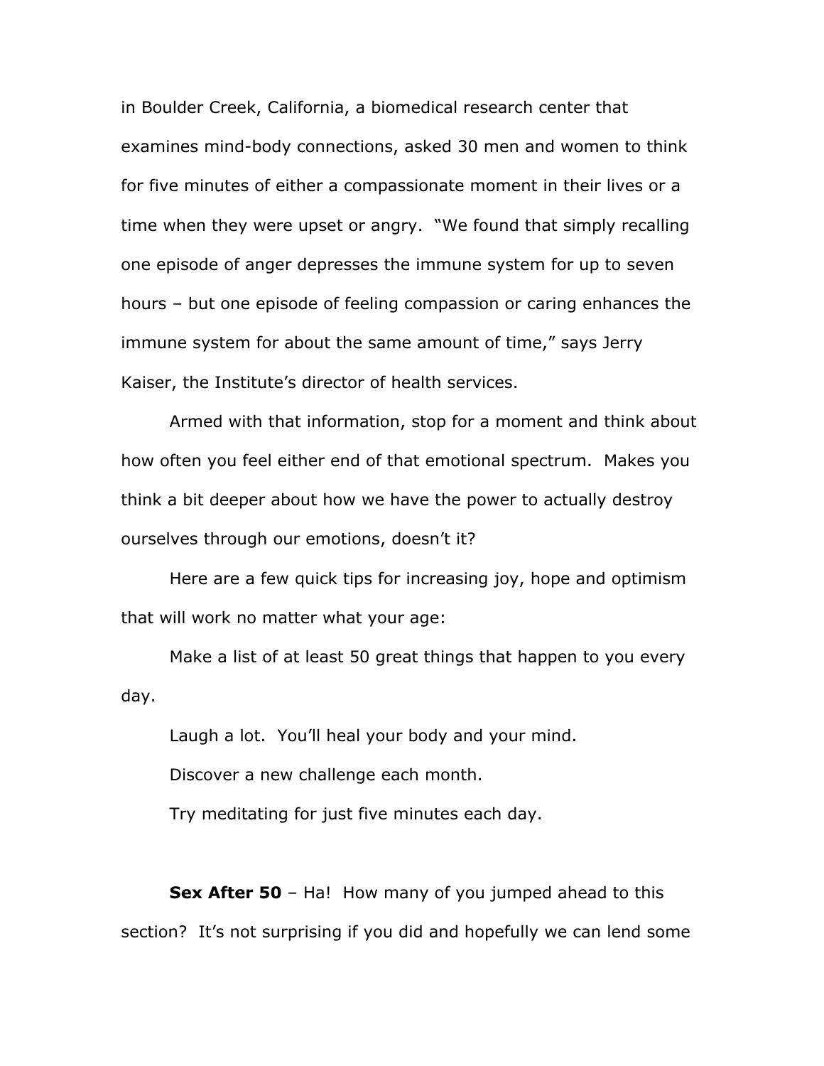in Boulder Creek, California, a biomedical research center that examines mind-body connections, asked 30 men and women to think for five minutes of either a compassionate moment in their lives or a time when they were upset or angry.  "We found that simply recalling one episode of anger depresses the immune system for up to seven hours – but one episode of feeling compassion or caring enhances the immune system for about the same amount of time," says Jerry Kaiser, the Institute's director of health services.

Armed with that information, stop for a moment and think about how often you feel either end of that emotional spectrum.  Makes you think a bit deeper about how we have the power to actually destroy ourselves through our emotions, doesn't it?

Here are a few quick tips for increasing joy, hope and optimism that will work no matter what your age:

Make a list of at least 50 great things that happen to you every day.

Laugh a lot.  You'll heal your body and your mind.

Discover a new challenge each month.

Try meditating for just five minutes each day.

**Sex After 50** – Ha!  How many of you jumped ahead to this section?  It's not surprising if you did and hopefully we can lend some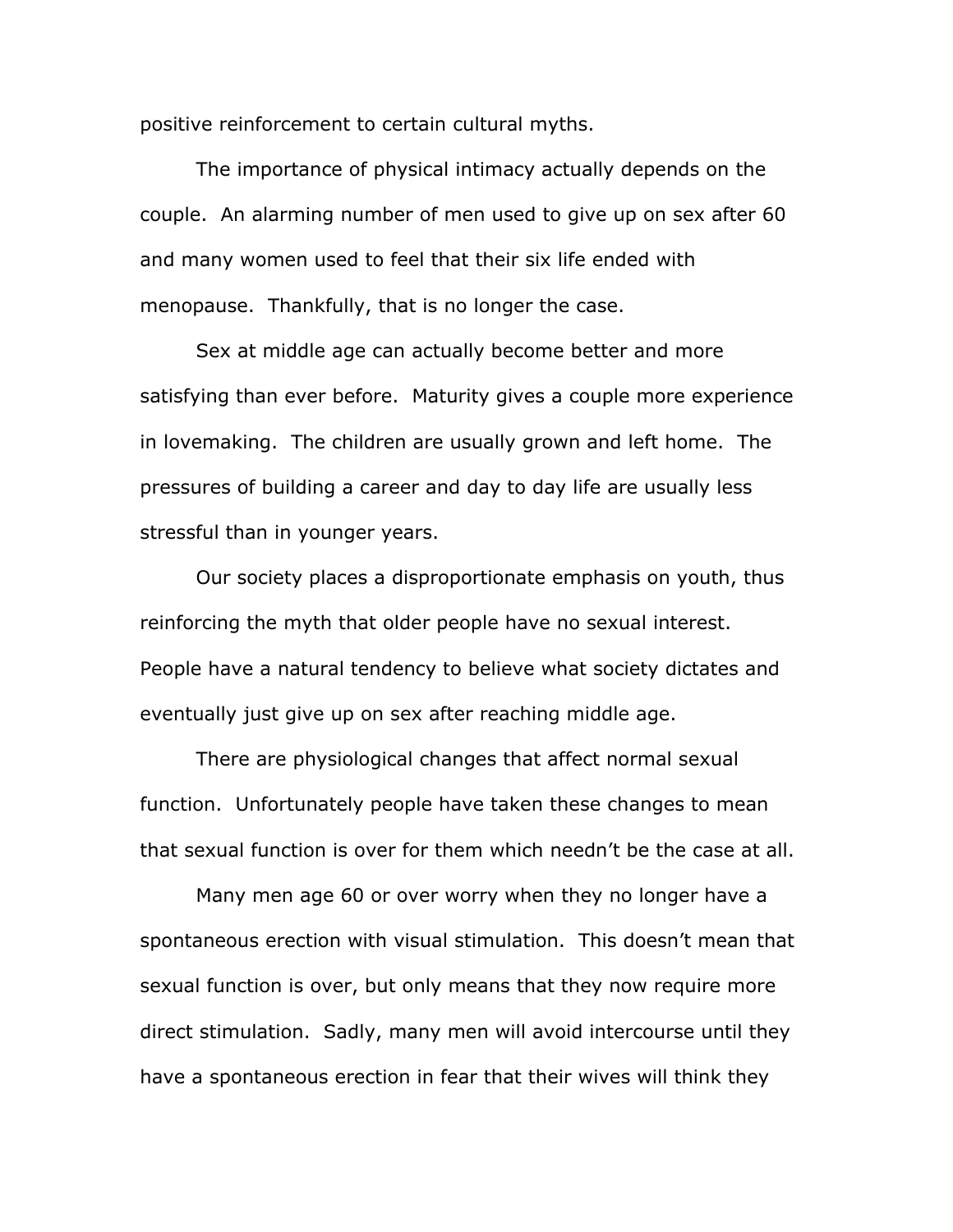positive reinforcement to certain cultural myths.

The importance of physical intimacy actually depends on the couple. An alarming number of men used to give up on sex after 60 and many women used to feel that their six life ended with menopause. Thankfully, that is no longer the case.

Sex at middle age can actually become better and more satisfying than ever before. Maturity gives a couple more experience in lovemaking. The children are usually grown and left home. The pressures of building a career and day to day life are usually less stressful than in younger years.

Our society places a disproportionate emphasis on youth, thus reinforcing the myth that older people have no sexual interest. People have a natural tendency to believe what society dictates and eventually just give up on sex after reaching middle age.

There are physiological changes that affect normal sexual function. Unfortunately people have taken these changes to mean that sexual function is over for them which needn't be the case at all.

Many men age 60 or over worry when they no longer have a spontaneous erection with visual stimulation. This doesn't mean that sexual function is over, but only means that they now require more direct stimulation. Sadly, many men will avoid intercourse until they have a spontaneous erection in fear that their wives will think they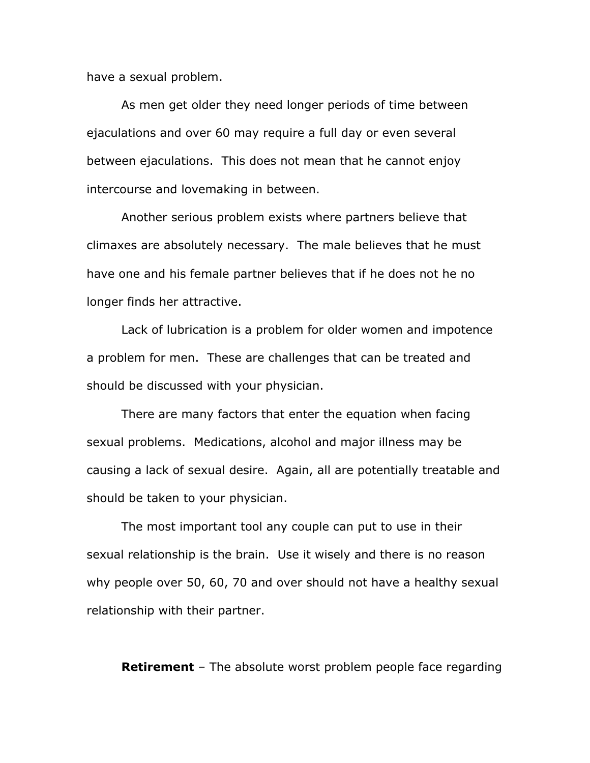have a sexual problem.

As men get older they need longer periods of time between ejaculations and over 60 may require a full day or even several between ejaculations. This does not mean that he cannot enjoy intercourse and lovemaking in between.

Another serious problem exists where partners believe that climaxes are absolutely necessary. The male believes that he must have one and his female partner believes that if he does not he no longer finds her attractive.

Lack of lubrication is a problem for older women and impotence a problem for men. These are challenges that can be treated and should be discussed with your physician.

There are many factors that enter the equation when facing sexual problems. Medications, alcohol and major illness may be causing a lack of sexual desire. Again, all are potentially treatable and should be taken to your physician.

The most important tool any couple can put to use in their sexual relationship is the brain. Use it wisely and there is no reason why people over 50, 60, 70 and over should not have a healthy sexual relationship with their partner.

**Retirement** – The absolute worst problem people face regarding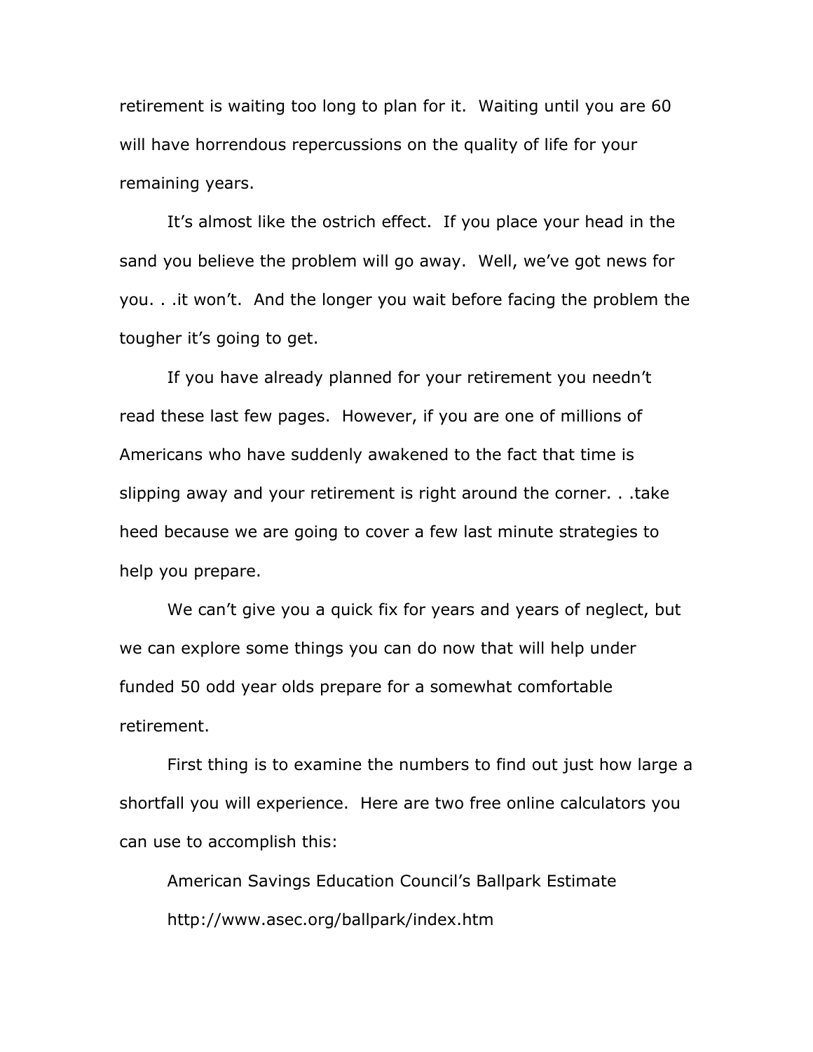retirement is waiting too long to plan for it. Waiting until you are 60 will have horrendous repercussions on the quality of life for your remaining years.

It's almost like the ostrich effect. If you place your head in the sand you believe the problem will go away. Well, we've got news for you. . .it won't. And the longer you wait before facing the problem the tougher it's going to get.

If you have already planned for your retirement you needn't read these last few pages. However, if you are one of millions of Americans who have suddenly awakened to the fact that time is slipping away and your retirement is right around the corner. . .take heed because we are going to cover a few last minute strategies to help you prepare.

We can't give you a quick fix for years and years of neglect, but we can explore some things you can do now that will help under funded 50 odd year olds prepare for a somewhat comfortable retirement.

First thing is to examine the numbers to find out just how large a shortfall you will experience. Here are two free online calculators you can use to accomplish this:

American Savings Education Council's Ballpark Estimate
http://www.asec.org/ballpark/index.htm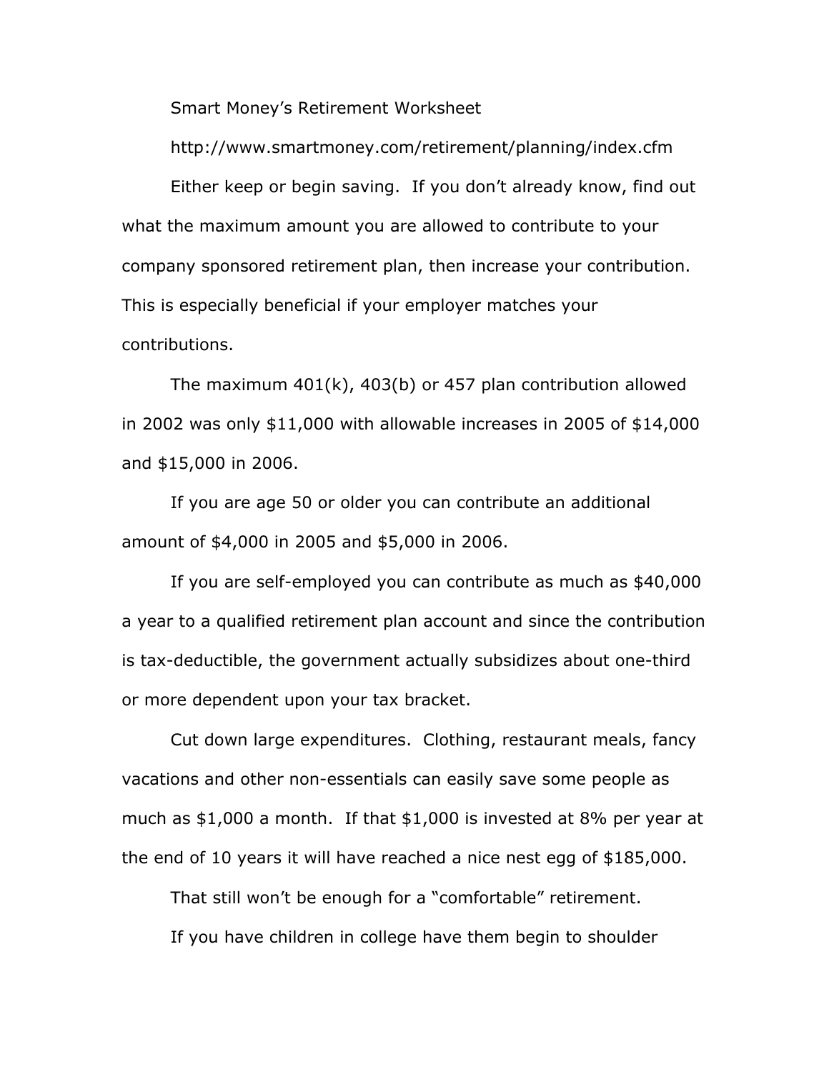Smart Money's Retirement Worksheet

http://www.smartmoney.com/retirement/planning/index.cfm

Either keep or begin saving. If you don't already know, find out what the maximum amount you are allowed to contribute to your company sponsored retirement plan, then increase your contribution. This is especially beneficial if your employer matches your contributions.

The maximum 401(k), 403(b) or 457 plan contribution allowed in 2002 was only $11,000 with allowable increases in 2005 of $14,000 and $15,000 in 2006.

If you are age 50 or older you can contribute an additional amount of $4,000 in 2005 and $5,000 in 2006.

If you are self-employed you can contribute as much as $40,000 a year to a qualified retirement plan account and since the contribution is tax-deductible, the government actually subsidizes about one-third or more dependent upon your tax bracket.

Cut down large expenditures. Clothing, restaurant meals, fancy vacations and other non-essentials can easily save some people as much as $1,000 a month. If that $1,000 is invested at 8% per year at the end of 10 years it will have reached a nice nest egg of $185,000.

That still won't be enough for a "comfortable" retirement.

If you have children in college have them begin to shoulder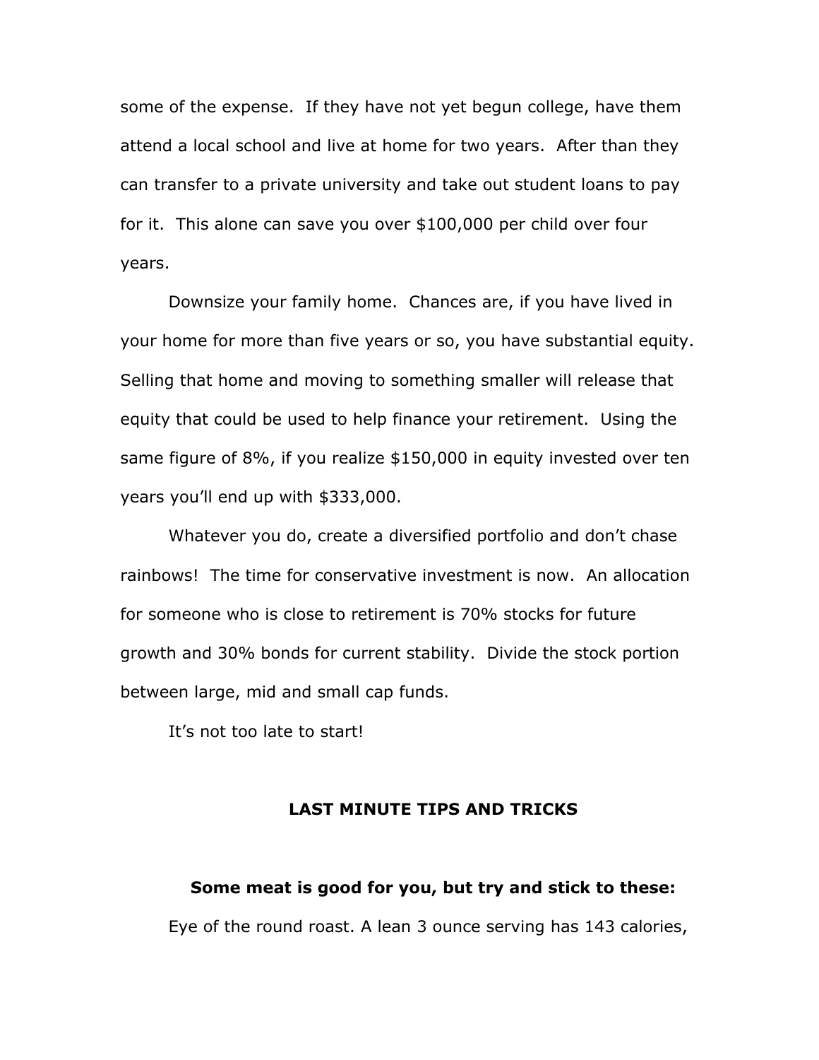some of the expense. If they have not yet begun college, have them attend a local school and live at home for two years. After than they can transfer to a private university and take out student loans to pay for it. This alone can save you over $100,000 per child over four years.

Downsize your family home. Chances are, if you have lived in your home for more than five years or so, you have substantial equity. Selling that home and moving to something smaller will release that equity that could be used to help finance your retirement. Using the same figure of 8%, if you realize $150,000 in equity invested over ten years you'll end up with $333,000.

Whatever you do, create a diversified portfolio and don't chase rainbows! The time for conservative investment is now. An allocation for someone who is close to retirement is 70% stocks for future growth and 30% bonds for current stability. Divide the stock portion between large, mid and small cap funds.

It's not too late to start!

## LAST MINUTE TIPS AND TRICKS

### Some meat is good for you, but try and stick to these:

Eye of the round roast. A lean 3 ounce serving has 143 calories,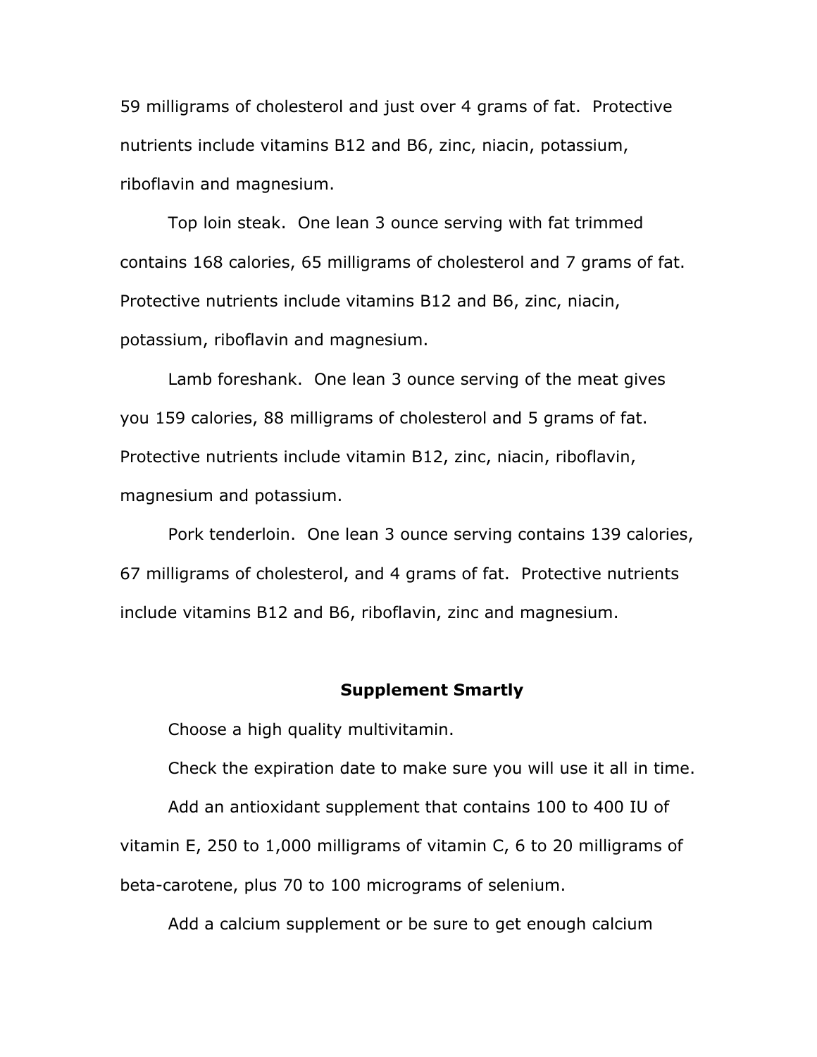59 milligrams of cholesterol and just over 4 grams of fat. Protective nutrients include vitamins B12 and B6, zinc, niacin, potassium, riboflavin and magnesium.

Top loin steak. One lean 3 ounce serving with fat trimmed contains 168 calories, 65 milligrams of cholesterol and 7 grams of fat. Protective nutrients include vitamins B12 and B6, zinc, niacin, potassium, riboflavin and magnesium.

Lamb foreshank. One lean 3 ounce serving of the meat gives you 159 calories, 88 milligrams of cholesterol and 5 grams of fat. Protective nutrients include vitamin B12, zinc, niacin, riboflavin, magnesium and potassium.

Pork tenderloin. One lean 3 ounce serving contains 139 calories, 67 milligrams of cholesterol, and 4 grams of fat. Protective nutrients include vitamins B12 and B6, riboflavin, zinc and magnesium.

## Supplement Smartly

Choose a high quality multivitamin.

Check the expiration date to make sure you will use it all in time.

Add an antioxidant supplement that contains 100 to 400 IU of vitamin E, 250 to 1,000 milligrams of vitamin C, 6 to 20 milligrams of beta-carotene, plus 70 to 100 micrograms of selenium.

Add a calcium supplement or be sure to get enough calcium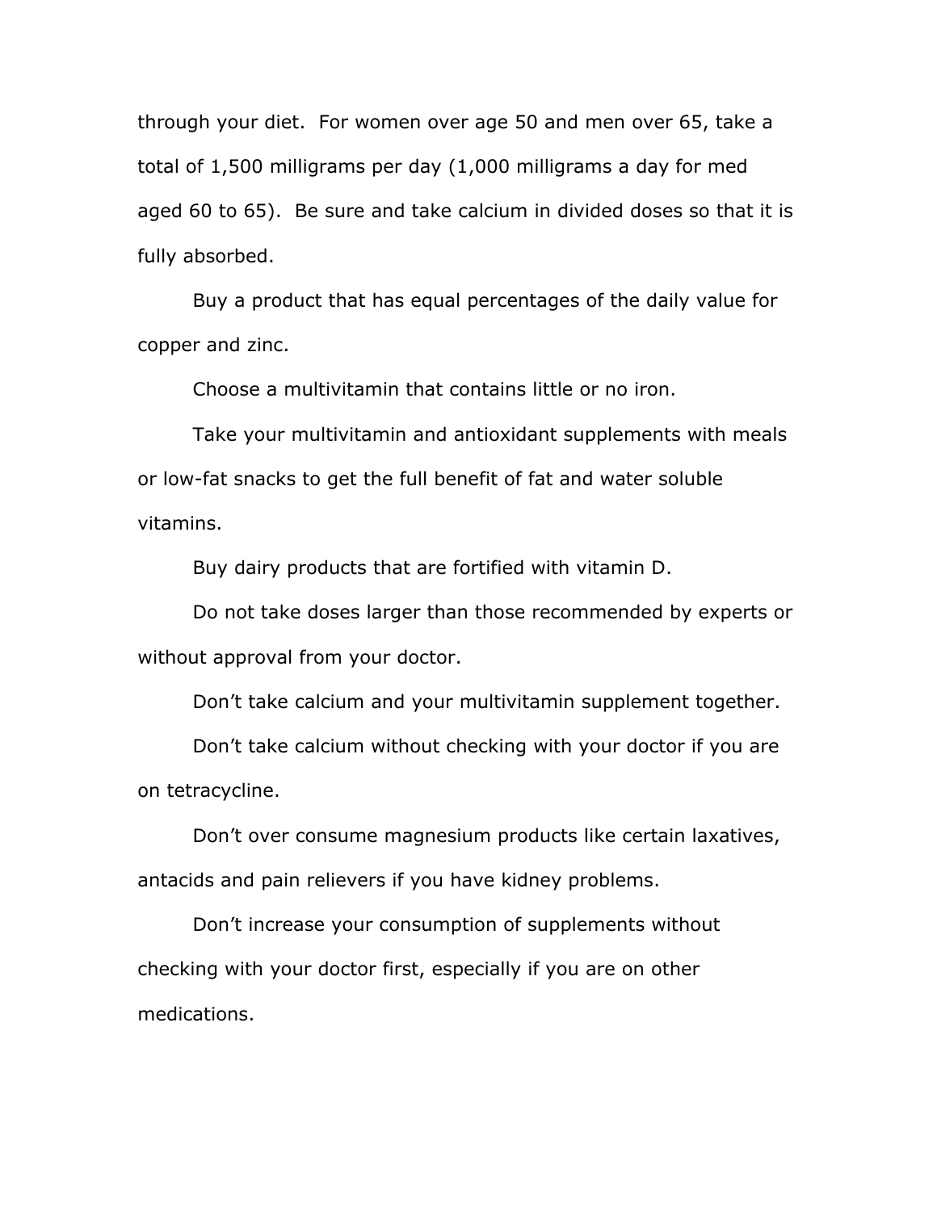through your diet. For women over age 50 and men over 65, take a total of 1,500 milligrams per day (1,000 milligrams a day for med aged 60 to 65). Be sure and take calcium in divided doses so that it is fully absorbed.

Buy a product that has equal percentages of the daily value for copper and zinc.

Choose a multivitamin that contains little or no iron.

Take your multivitamin and antioxidant supplements with meals or low-fat snacks to get the full benefit of fat and water soluble vitamins.

Buy dairy products that are fortified with vitamin D.

Do not take doses larger than those recommended by experts or without approval from your doctor.

Don't take calcium and your multivitamin supplement together.

Don't take calcium without checking with your doctor if you are on tetracycline.

Don't over consume magnesium products like certain laxatives, antacids and pain relievers if you have kidney problems.

Don't increase your consumption of supplements without checking with your doctor first, especially if you are on other medications.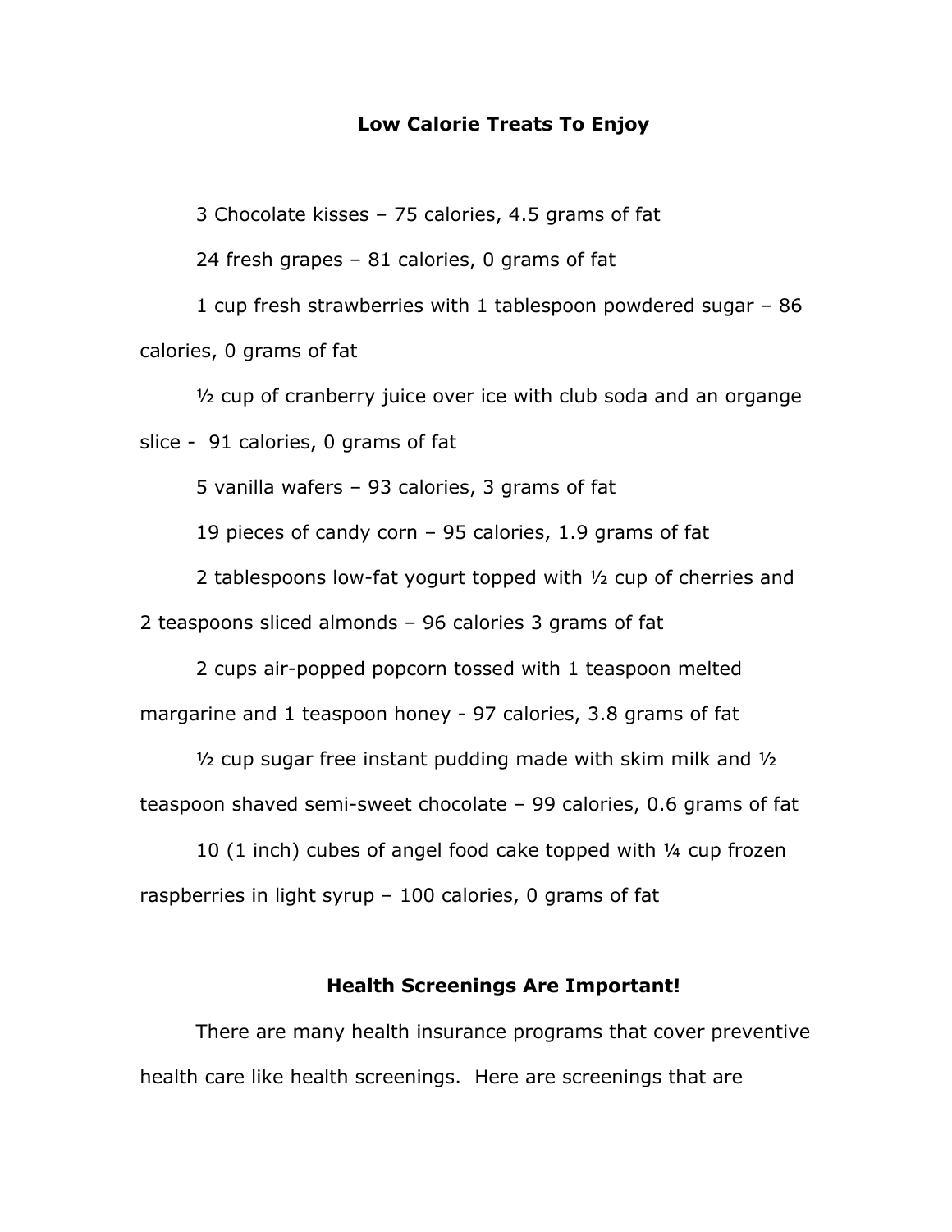## Low Calorie Treats To Enjoy

3 Chocolate kisses – 75 calories, 4.5 grams of fat

24 fresh grapes – 81 calories, 0 grams of fat

1 cup fresh strawberries with 1 tablespoon powdered sugar – 86 calories, 0 grams of fat

½ cup of cranberry juice over ice with club soda and an organge slice - 91 calories, 0 grams of fat

5 vanilla wafers – 93 calories, 3 grams of fat

19 pieces of candy corn – 95 calories, 1.9 grams of fat

2 tablespoons low-fat yogurt topped with ½ cup of cherries and 2 teaspoons sliced almonds – 96 calories 3 grams of fat

2 cups air-popped popcorn tossed with 1 teaspoon melted margarine and 1 teaspoon honey - 97 calories, 3.8 grams of fat

½ cup sugar free instant pudding made with skim milk and ½ teaspoon shaved semi-sweet chocolate – 99 calories, 0.6 grams of fat

10 (1 inch) cubes of angel food cake topped with ¼ cup frozen raspberries in light syrup – 100 calories, 0 grams of fat

## Health Screenings Are Important!

There are many health insurance programs that cover preventive health care like health screenings. Here are screenings that are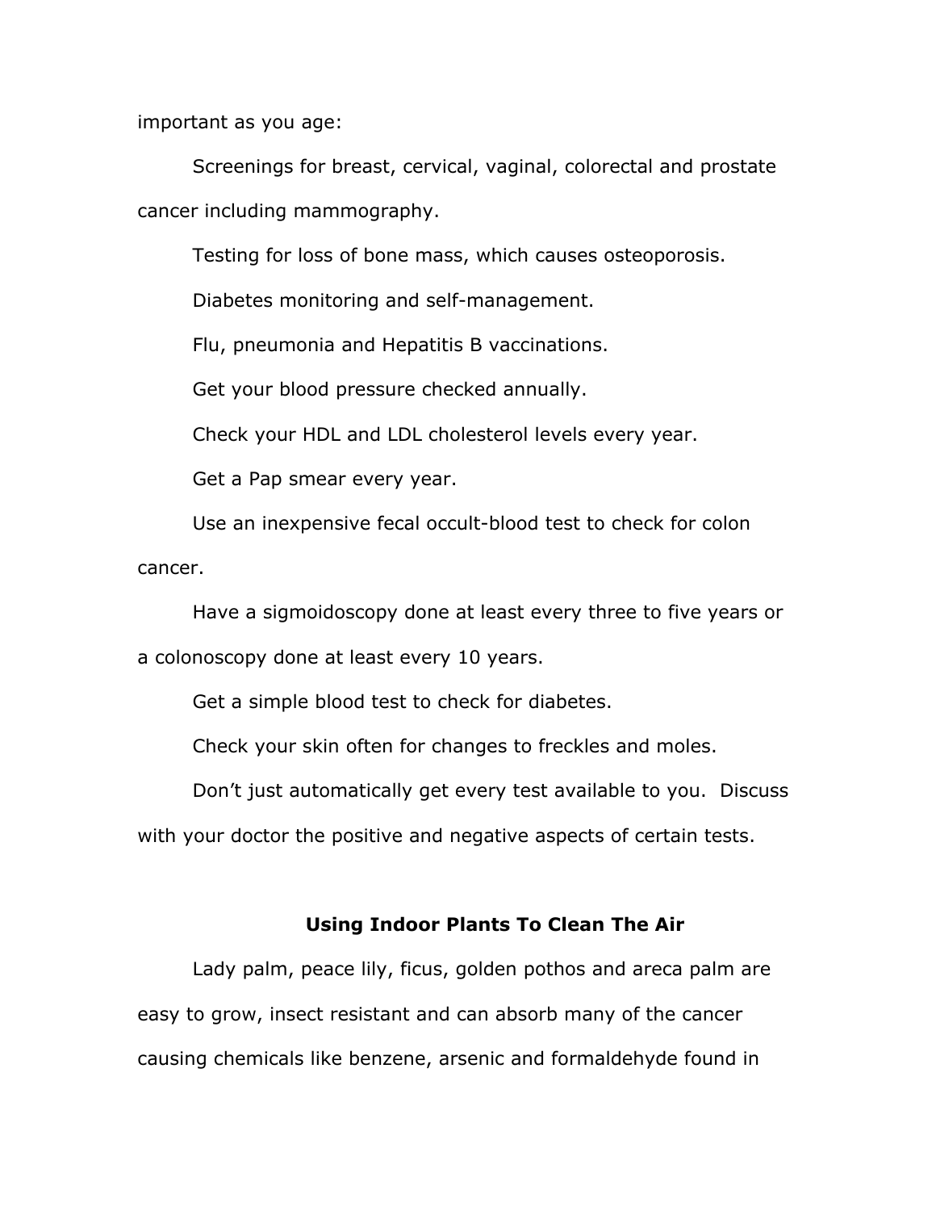important as you age:

Screenings for breast, cervical, vaginal, colorectal and prostate cancer including mammography.

Testing for loss of bone mass, which causes osteoporosis.

Diabetes monitoring and self-management.

Flu, pneumonia and Hepatitis B vaccinations.

Get your blood pressure checked annually.

Check your HDL and LDL cholesterol levels every year.

Get a Pap smear every year.

Use an inexpensive fecal occult-blood test to check for colon cancer.

Have a sigmoidoscopy done at least every three to five years or a colonoscopy done at least every 10 years.

Get a simple blood test to check for diabetes.

Check your skin often for changes to freckles and moles.

Don't just automatically get every test available to you. Discuss with your doctor the positive and negative aspects of certain tests.

## Using Indoor Plants To Clean The Air

Lady palm, peace lily, ficus, golden pothos and areca palm are easy to grow, insect resistant and can absorb many of the cancer causing chemicals like benzene, arsenic and formaldehyde found in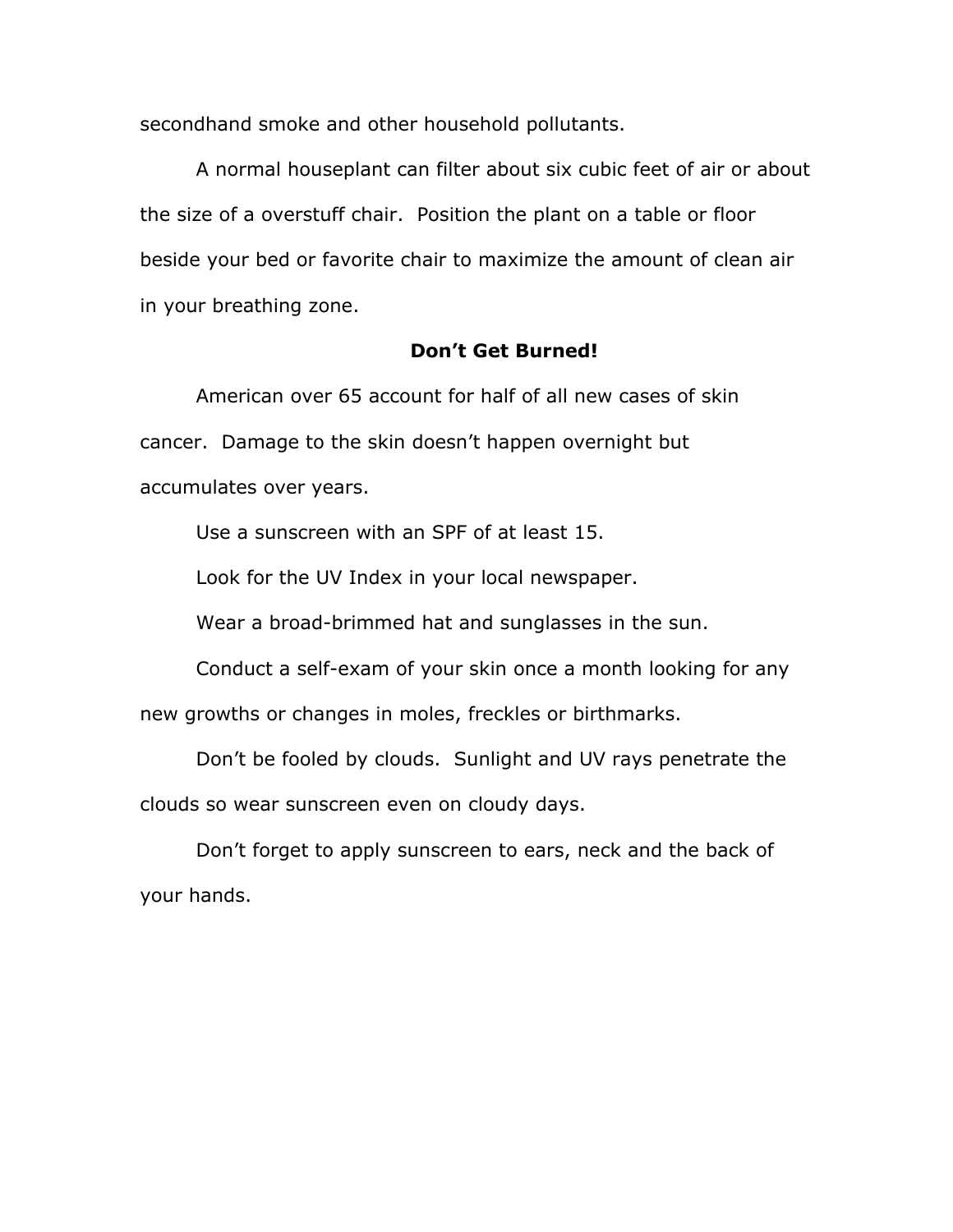secondhand smoke and other household pollutants.

A normal houseplant can filter about six cubic feet of air or about the size of a overstuff chair. Position the plant on a table or floor beside your bed or favorite chair to maximize the amount of clean air in your breathing zone.

### Don't Get Burned!

American over 65 account for half of all new cases of skin cancer. Damage to the skin doesn't happen overnight but accumulates over years.

Use a sunscreen with an SPF of at least 15.

Look for the UV Index in your local newspaper.

Wear a broad-brimmed hat and sunglasses in the sun.

Conduct a self-exam of your skin once a month looking for any new growths or changes in moles, freckles or birthmarks.

Don't be fooled by clouds. Sunlight and UV rays penetrate the clouds so wear sunscreen even on cloudy days.

Don't forget to apply sunscreen to ears, neck and the back of your hands.